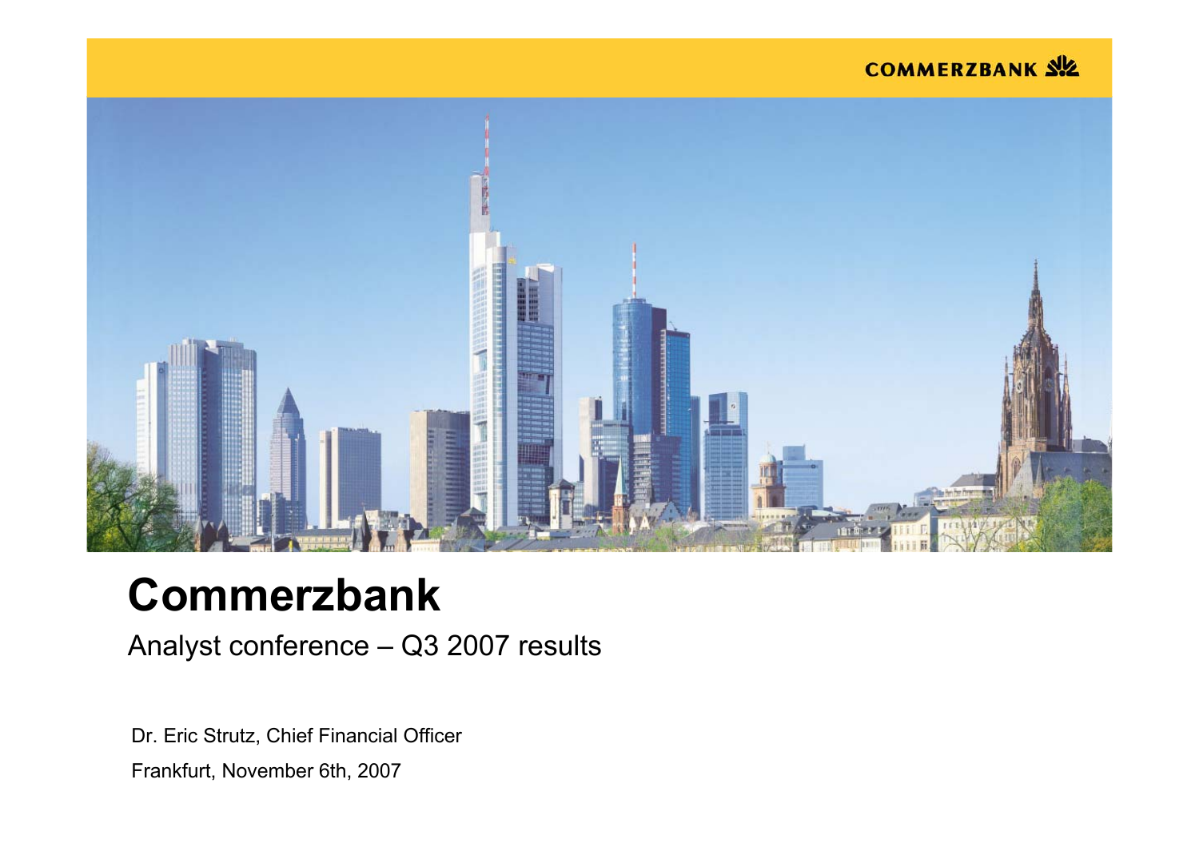COMMERZBANK

# Commerzbank

Analyst conference – Q3 2007 results

Dr. Eric Strutz, Chief Financial Officer

Frankfurt, November 6th, 2007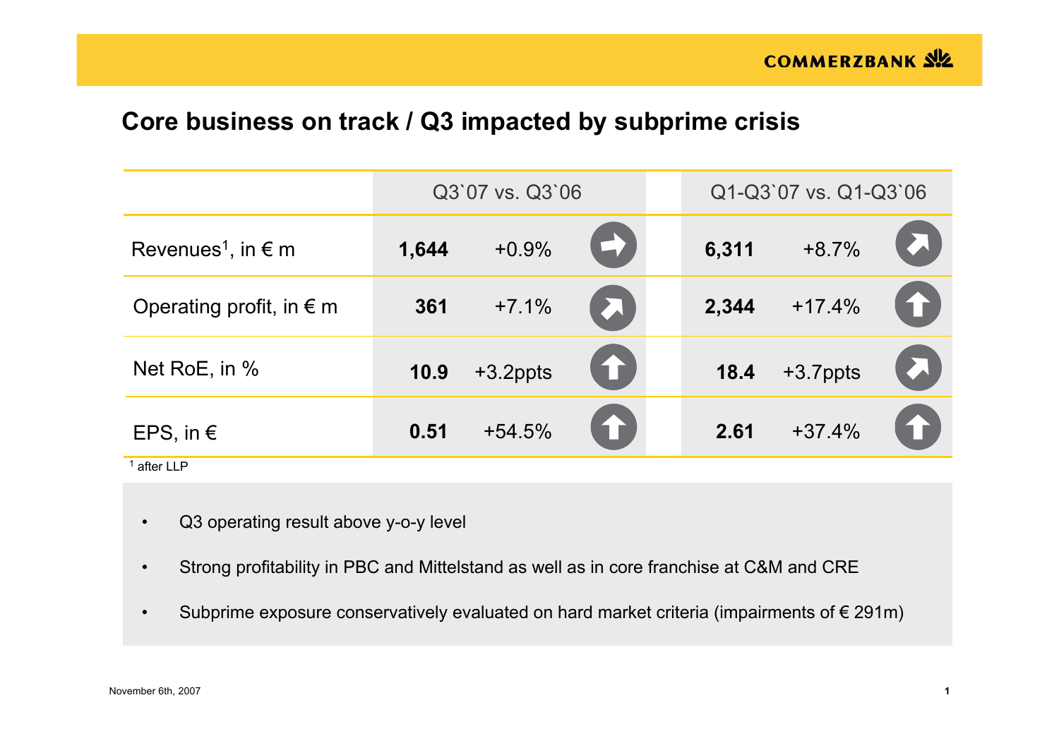# Core business on track / Q3 impacted by subprime crisis

| | Q3`07 vs. Q3`06 | | | Q1-Q3`07 vs. Q1-Q3`06 | | |
|---|---|---|---|---|---|---|
| Revenues[1], in € m | **1,644** | +0.9% | → | **6,311** | +8.7% | ↗ |
| Operating profit, in € m | **361** | +7.1% | ↗ | **2,344** | +17.4% | ↑ |
| Net RoE, in % | **10.9** | +3.2ppts | ↑ | **18.4** | +3.7ppts | ↗ |
| EPS, in € | **0.51** | +54.5% | ↑ | **2.61** | +37.4% | ↑ |

[1] after LLP

- Q3 operating result above y-o-y level
- Strong profitability in PBC and Mittelstand as well as in core franchise at C&M and CRE
- Subprime exposure conservatively evaluated on hard market criteria (impairments of € 291m)

November 6th, 2007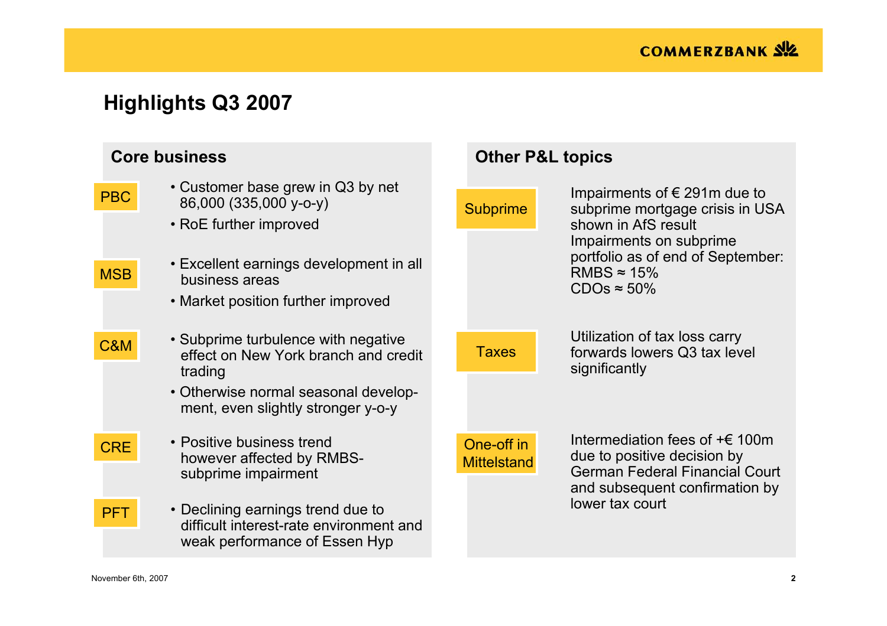# Highlights Q3 2007

## Core business

**PBC**

- Customer base grew in Q3 by net 86,000 (335,000 y-o-y)
- RoE further improved

**MSB**

- Excellent earnings development in all business areas
- Market position further improved

**C&M**

- Subprime turbulence with negative effect on New York branch and credit trading
- Otherwise normal seasonal development, even slightly stronger y-o-y

**CRE**

- Positive business trend however affected by RMBS-subprime impairment

**PFT**

- Declining earnings trend due to difficult interest-rate environment and weak performance of Essen Hyp

## Other P&L topics

**Subprime**

Impairments of € 291m due to subprime mortgage crisis in USA shown in AfS result
Impairments on subprime portfolio as of end of September:
RMBS ≈ 15%
CDOs ≈ 50%

**Taxes**

Utilization of tax loss carry forwards lowers Q3 tax level significantly

**One-off in Mittelstand**

Intermediation fees of +€ 100m due to positive decision by German Federal Financial Court and subsequent confirmation by lower tax court

November 6th, 2007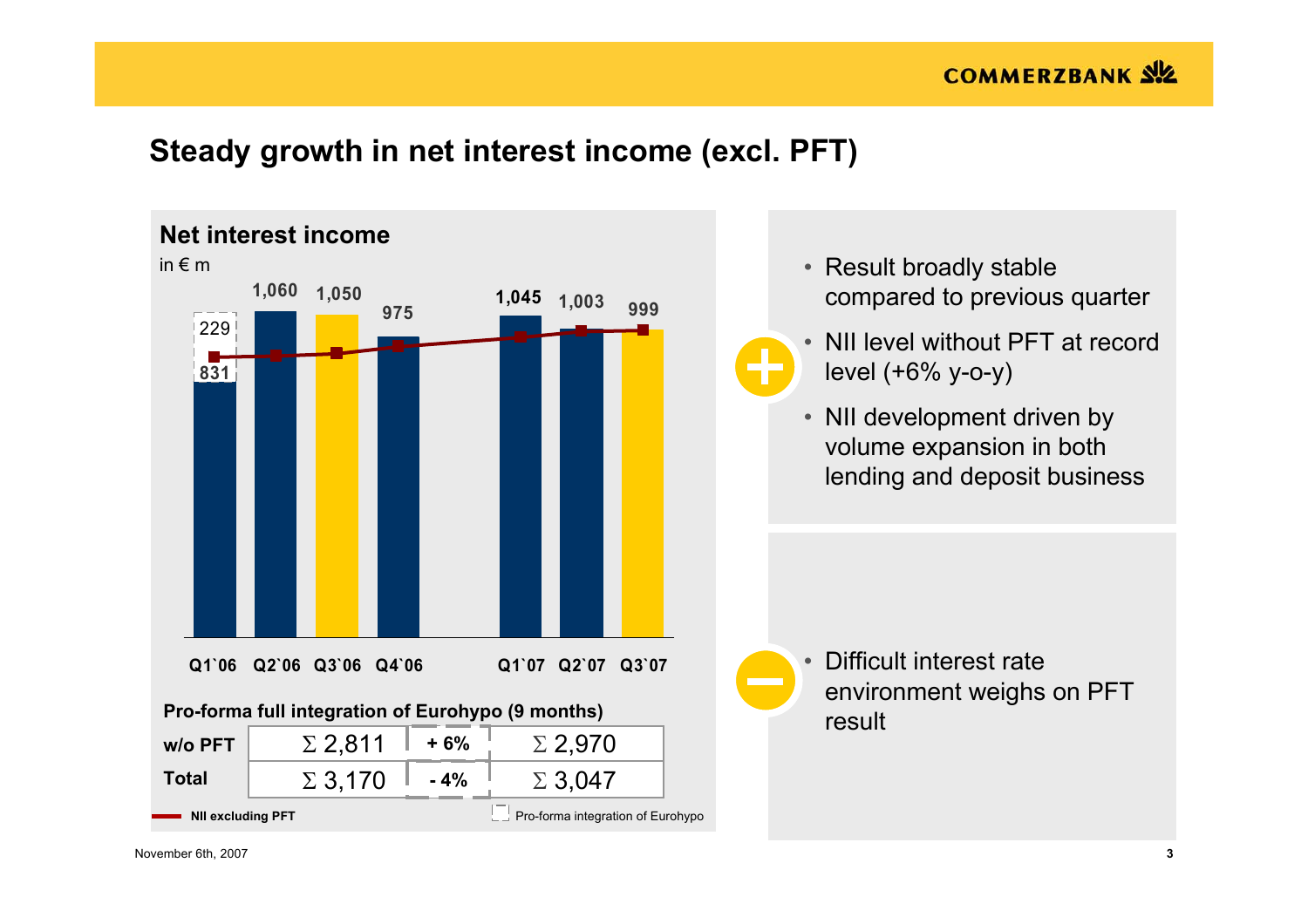# Steady growth in net interest income (excl. PFT)

## Net interest income

in € m

| Quarter | Q1`06 | Q2`06 | Q3`06 | Q4`06 | Q1`07 | Q2`07 | Q3`07 |
|---|---|---|---|---|---|---|---|
| Net interest income | 831 + 229 | 1,060 | 1,050 | 975 | 1,045 | 1,003 | 999 |

**Pro-forma full integration of Eurohypo (9 months)**

| | 9M 2006 | Change | 9M 2007 |
|---|---|---|---|
| **w/o PFT** | Σ 2,811 | **+ 6%** | Σ 2,970 |
| **Total** | Σ 3,170 | **- 4%** | Σ 3,047 |

**NII excluding PFT**

Pro-forma integration of Eurohypo

**+**

- Result broadly stable compared to previous quarter
- NII level without PFT at record level (+6% y-o-y)
- NII development driven by volume expansion in both lending and deposit business

**–**

- Difficult interest rate environment weighs on PFT result

November 6th, 2007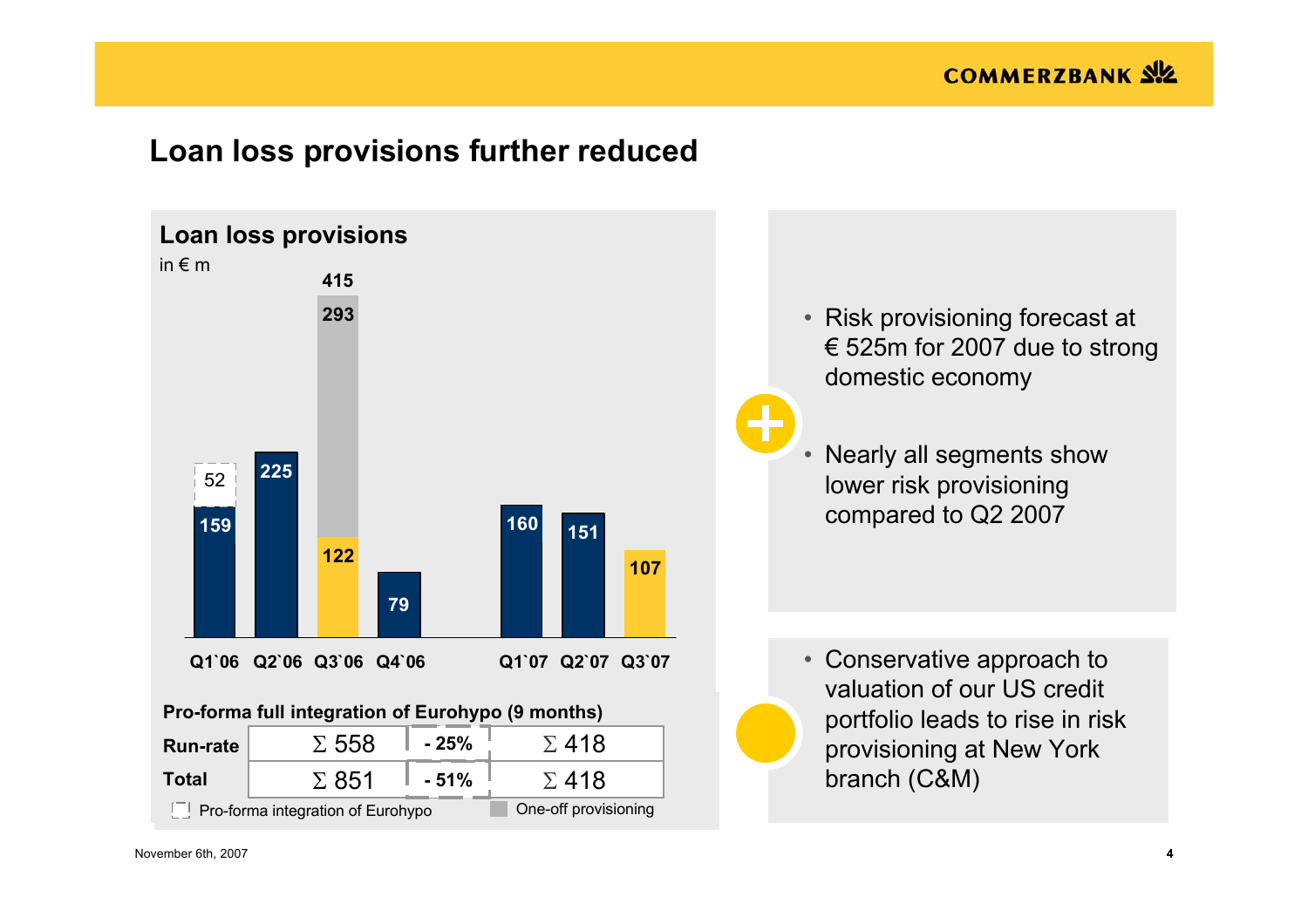# Loan loss provisions further reduced

## Loan loss provisions

in € m

| | Q1`06 | Q2`06 | Q3`06 | Q4`06 | Q1`07 | Q2`07 | Q3`07 |
|---|---|---|---|---|---|---|---|
| Loan loss provisions | 159 | 225 | 122 | 79 | 160 | 151 | 107 |
| Pro-forma integration of Eurohypo | 52 | | | | | | |
| One-off provisioning | | | 293 | | | | |
| Total | | | 415 | | | | |

**Pro-forma full integration of Eurohypo (9 months)**

| | 2006 | Change | 2007 |
|---|---|---|---|
| **Run-rate** | Σ 558 | **- 25%** | Σ 418 |
| **Total** | Σ 851 | **- 51%** | Σ 418 |

Pro-forma integration of Eurohypo | One-off provisioning

- Risk provisioning forecast at € 525m for 2007 due to strong domestic economy
- Nearly all segments show lower risk provisioning compared to Q2 2007

- Conservative approach to valuation of our US credit portfolio leads to rise in risk provisioning at New York branch (C&M)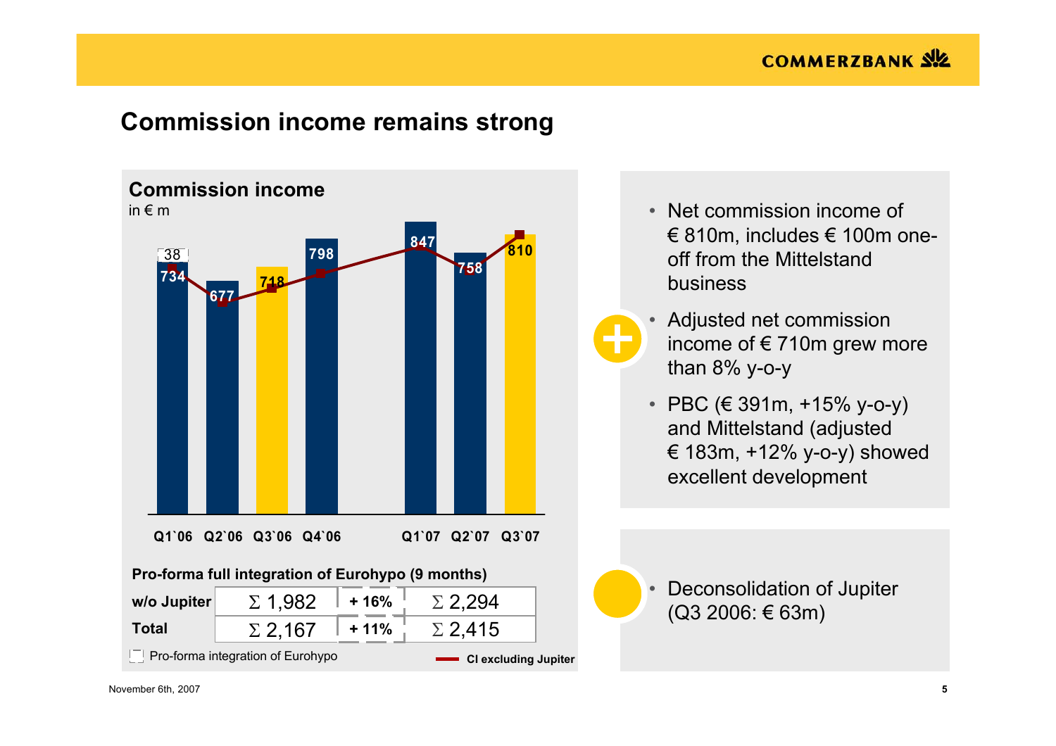# Commission income remains strong

## Commission income

in € m

| Quarter | Q1`06 | Q2`06 | Q3`06 | Q4`06 | Q1`07 | Q2`07 | Q3`07 |
|---|---|---|---|---|---|---|---|
| Commission income | 734 (+38) | 677 | 718 | 798 | 847 | 758 | 810 |

**Pro-forma full integration of Eurohypo (9 months)**

| | 2006 | | 2007 |
|---|---|---|---|
| **w/o Jupiter** | Σ 1,982 | **+ 16%** | Σ 2,294 |
| **Total** | Σ 2,167 | **+ 11%** | Σ 2,415 |

Pro-forma integration of Eurohypo

**CI excluding Jupiter**

- Net commission income of € 810m, includes € 100m one-off from the Mittelstand business
- Adjusted net commission income of € 710m grew more than 8% y-o-y
- PBC (€ 391m, +15% y-o-y) and Mittelstand (adjusted € 183m, +12% y-o-y) showed excellent development

- Deconsolidation of Jupiter (Q3 2006: € 63m)

November 6th, 2007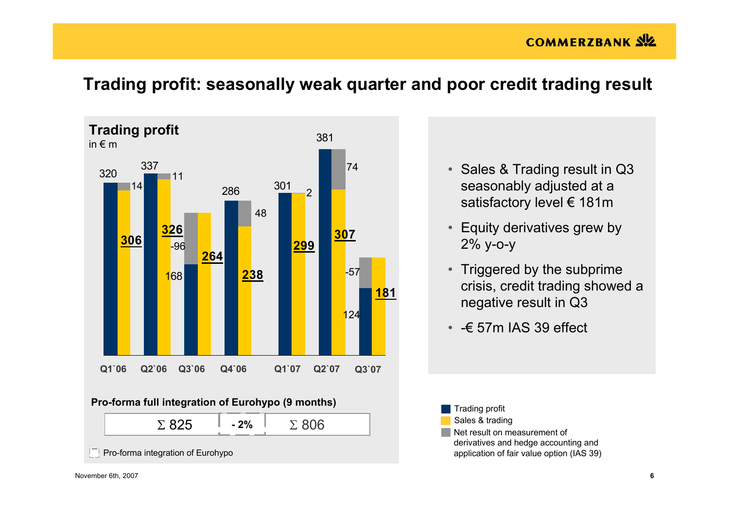# Trading profit: seasonally weak quarter and poor credit trading result

**Trading profit**
in € m

| | Q1`06 | Q2`06 | Q3`06 | Q4`06 | Q1`07 | Q2`07 | Q3`07 |
|---|---|---|---|---|---|---|---|
| Trading profit | 320 | 337 | 168 | 286 | 301 | 381 | 124 |
| Sales & trading | **306** | **326** | **264** | **238** | **299** | **307** | **181** |
| Net result on measurement of derivatives and hedge accounting and application of fair value option (IAS 39) | 14 | 11 | -96 | 48 | 2 | 74 | -57 |

**Pro-forma full integration of Eurohypo (9 months)**

| Σ 825 | - 2% | Σ 806 |
|---|---|---|

Pro-forma integration of Eurohypo

- Sales & Trading result in Q3 seasonably adjusted at a satisfactory level € 181m
- Equity derivatives grew by 2% y-o-y
- Triggered by the subprime crisis, credit trading showed a negative result in Q3
- -€ 57m IAS 39 effect

Legend:
- Trading profit
- Sales & trading
- Net result on measurement of derivatives and hedge accounting and application of fair value option (IAS 39)

November 6th, 2007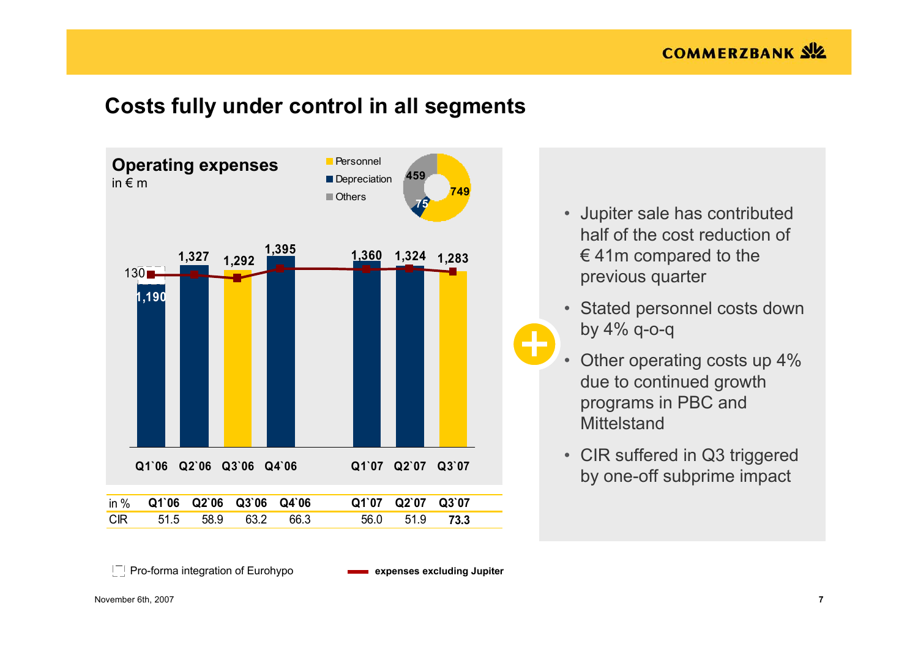# Costs fully under control in all segments

## Operating expenses

in € m

- Personnel: 749
- Depreciation: 75
- Others: 459

| | Q1`06 | Q2`06 | Q3`06 | Q4`06 | Q1`07 | Q2`07 | Q3`07 |
|---|---|---|---|---|---|---|---|
| Operating expenses | 1,190 (+130) | 1,327 | 1,292 | 1,395 | 1,360 | 1,324 | 1,283 |

| in % | Q1`06 | Q2`06 | Q3`06 | Q4`06 | Q1`07 | Q2`07 | Q3`07 |
|---|---|---|---|---|---|---|---|
| CIR | 51.5 | 58.9 | 63.2 | 66.3 | 56.0 | 51.9 | **73.3** |

Pro-forma integration of Eurohypo

**expenses excluding Jupiter**

- Jupiter sale has contributed half of the cost reduction of € 41m compared to the previous quarter
- Stated personnel costs down by 4% q-o-q
- Other operating costs up 4% due to continued growth programs in PBC and Mittelstand
- CIR suffered in Q3 triggered by one-off subprime impact

November 6th, 2007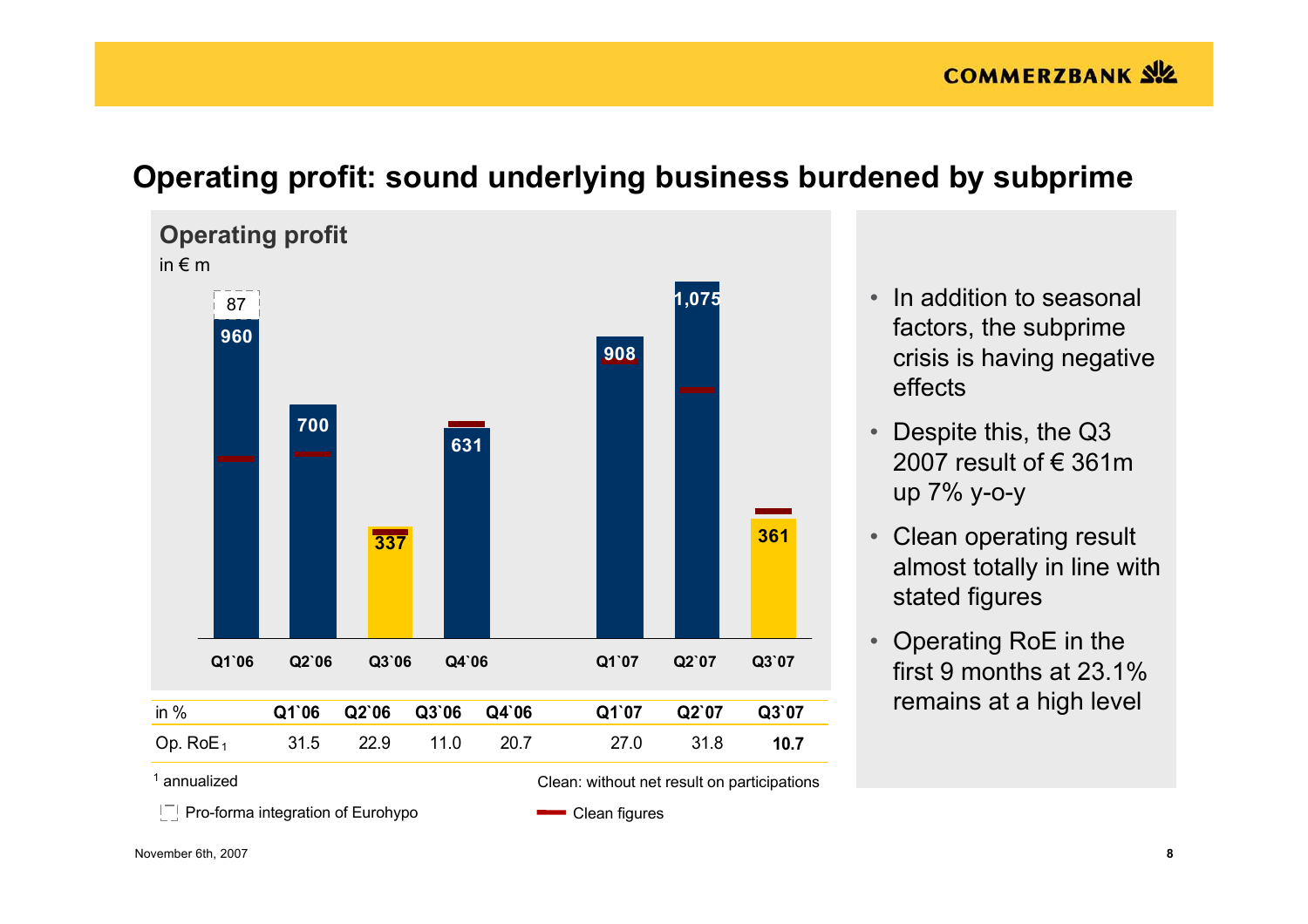# Operating profit: sound underlying business burdened by subprime

## Operating profit

in € m

| | Q1`06 | Q2`06 | Q3`06 | Q4`06 | Q1`07 | Q2`07 | Q3`07 |
|---|---|---|---|---|---|---|---|
| Operating profit | 960 (+87) | 700 | 337 | 631 | 908 | 1,075 | 361 |

| in % | Q1`06 | Q2`06 | Q3`06 | Q4`06 | Q1`07 | Q2`07 | Q3`07 |
|---|---|---|---|---|---|---|---|
| Op. RoE [1] | 31.5 | 22.9 | 11.0 | 20.7 | 27.0 | 31.8 | **10.7** |

[1] annualized

Pro-forma integration of Eurohypo

Clean: without net result on participations

Clean figures

- In addition to seasonal factors, the subprime crisis is having negative effects
- Despite this, the Q3 2007 result of € 361m up 7% y-o-y
- Clean operating result almost totally in line with stated figures
- Operating RoE in the first 9 months at 23.1% remains at a high level

November 6th, 2007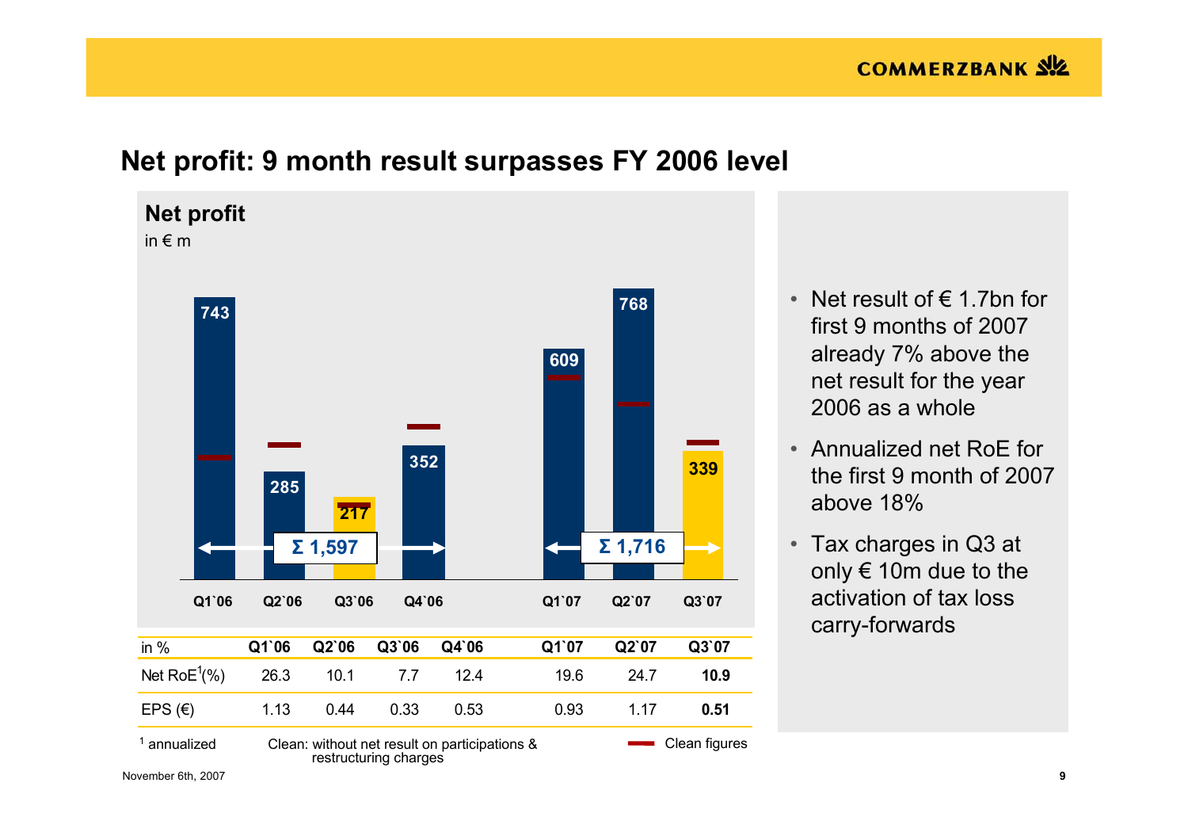# Net profit: 9 month result surpasses FY 2006 level

## Net profit

in € m

| | Q1`06 | Q2`06 | Q3`06 | Q4`06 | Q1`07 | Q2`07 | Q3`07 |
|---|---|---|---|---|---|---|---|
| Net profit | 743 | 285 | 217 | 352 | 609 | 768 | 339 |

Σ 1,597 (Q1`06 – Q4`06)

Σ 1,716 (Q1`07 – Q3`07)

| in % | Q1`06 | Q2`06 | Q3`06 | Q4`06 | Q1`07 | Q2`07 | Q3`07 |
|---|---|---|---|---|---|---|---|
| Net RoE[1] (%) | 26.3 | 10.1 | 7.7 | 12.4 | 19.6 | 24.7 | **10.9** |
| EPS (€) | 1.13 | 0.44 | 0.33 | 0.53 | 0.93 | 1.17 | **0.51** |

[1] annualized

Clean: without net result on participations & restructuring charges

Clean figures (red marker)

- Net result of € 1.7bn for first 9 months of 2007 already 7% above the net result for the year 2006 as a whole
- Annualized net RoE for the first 9 month of 2007 above 18%
- Tax charges in Q3 at only € 10m due to the activation of tax loss carry-forwards

November 6th, 2007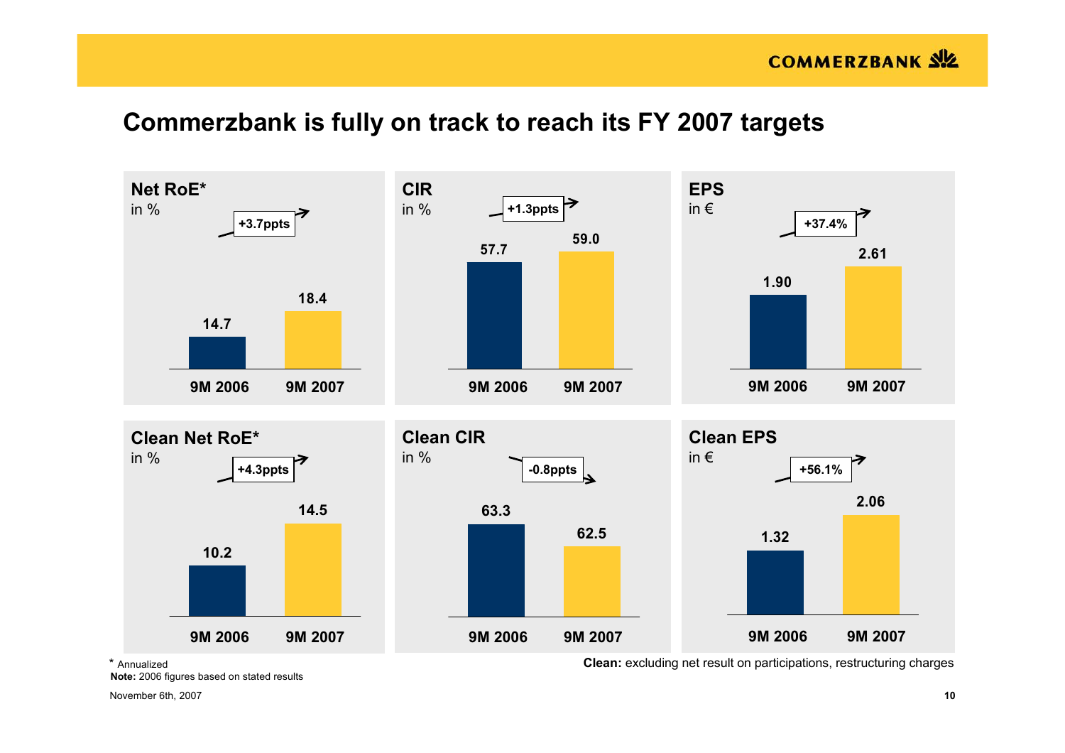# Commerzbank is fully on track to reach its FY 2007 targets

**Net RoE***
in %

+3.7ppts

| 9M 2006 | 9M 2007 |
|---|---|
| 14.7 | 18.4 |

**CIR**
in %

+1.3ppts

| 9M 2006 | 9M 2007 |
|---|---|
| 57.7 | 59.0 |

**EPS**
in €

+37.4%

| 9M 2006 | 9M 2007 |
|---|---|
| 1.90 | 2.61 |

**Clean Net RoE***
in %

+4.3ppts

| 9M 2006 | 9M 2007 |
|---|---|
| 10.2 | 14.5 |

**Clean CIR**
in %

-0.8ppts

| 9M 2006 | 9M 2007 |
|---|---|
| 63.3 | 62.5 |

**Clean EPS**
in €

+56.1%

| 9M 2006 | 9M 2007 |
|---|---|
| 1.32 | 2.06 |

* Annualized

**Note:** 2006 figures based on stated results

**Clean:** excluding net result on participations, restructuring charges

November 6th, 2007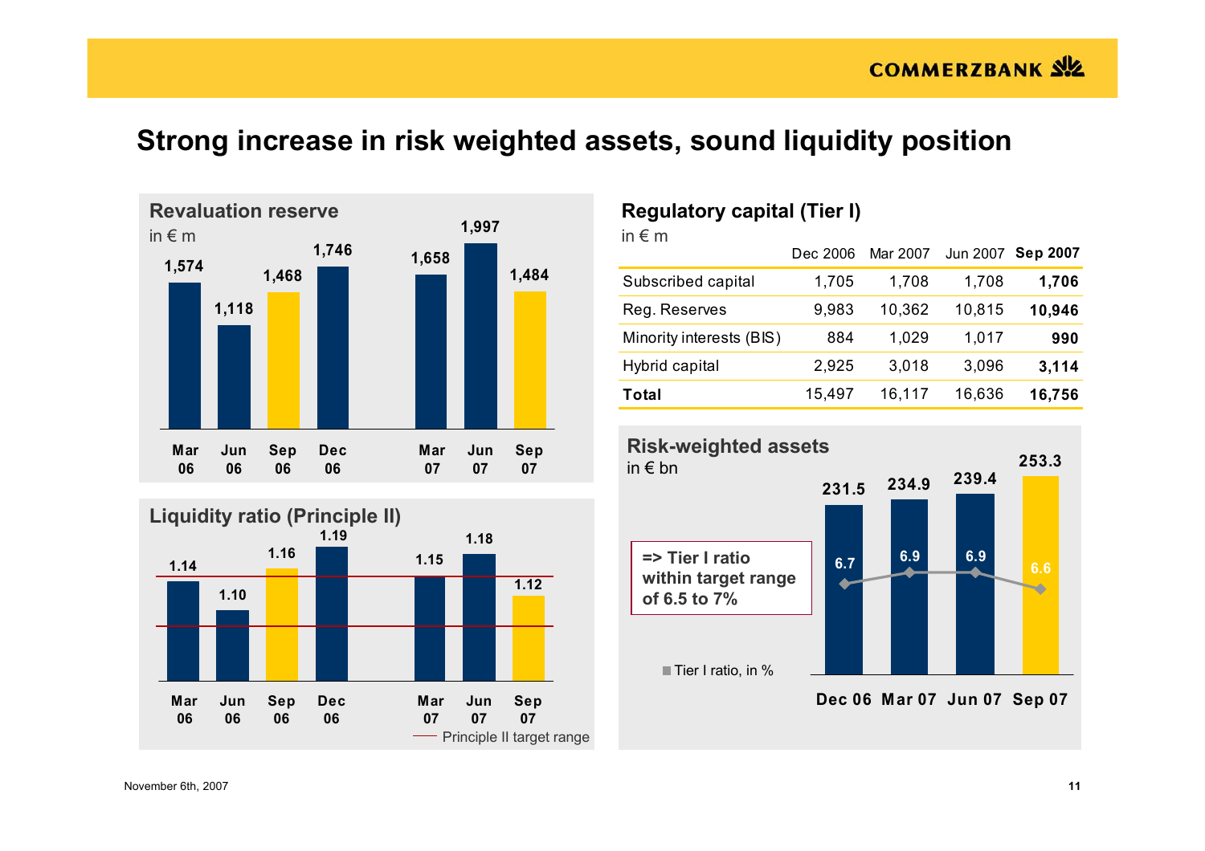# Strong increase in risk weighted assets, sound liquidity position

## Revaluation reserve

in € m

| Mar 06 | Jun 06 | Sep 06 | Dec 06 | Mar 07 | Jun 07 | Sep 07 |
|---|---|---|---|---|---|---|
| 1,574 | 1,118 | 1,468 | 1,746 | 1,658 | 1,997 | 1,484 |

## Regulatory capital (Tier I)

in € m

| | Dec 2006 | Mar 2007 | Jun 2007 | **Sep 2007** |
|---|---|---|---|---|
| Subscribed capital | 1,705 | 1,708 | 1,708 | **1,706** |
| Reg. Reserves | 9,983 | 10,362 | 10,815 | **10,946** |
| Minority interests (BIS) | 884 | 1,029 | 1,017 | **990** |
| Hybrid capital | 2,925 | 3,018 | 3,096 | **3,114** |
| **Total** | 15,497 | 16,117 | 16,636 | **16,756** |

## Liquidity ratio (Principle II)

| Mar 06 | Jun 06 | Sep 06 | Dec 06 | Mar 07 | Jun 07 | Sep 07 |
|---|---|---|---|---|---|---|
| 1.14 | 1.10 | 1.16 | 1.19 | 1.15 | 1.18 | 1.12 |

Principle II target range

## Risk-weighted assets

in € bn

| | Dec 06 | Mar 07 | Jun 07 | Sep 07 |
|---|---|---|---|---|
| Risk-weighted assets | 231.5 | 234.9 | 239.4 | 253.3 |
| Tier I ratio, in % | 6.7 | 6.9 | 6.9 | 6.6 |

**=> Tier I ratio within target range of 6.5 to 7%**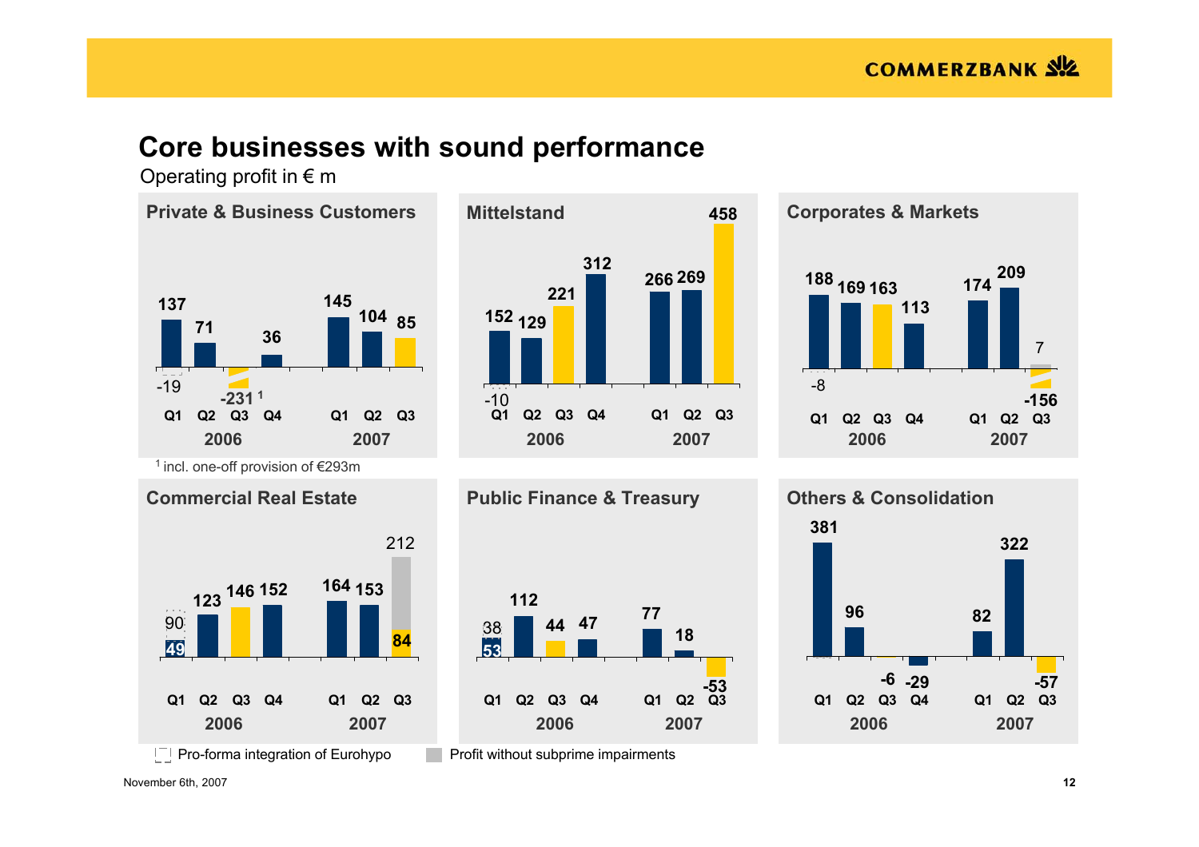# Core businesses with sound performance

Operating profit in € m

## Private & Business Customers

| | 2006 Q1 | 2006 Q2 | 2006 Q3 | 2006 Q4 | 2007 Q1 | 2007 Q2 | 2007 Q3 |
|---|---|---|---|---|---|---|---|
| Operating profit | 137 (-19) | 71 | -231 [1] | 36 | 145 | 104 | 85 |

[1] incl. one-off provision of €293m

## Mittelstand

| | 2006 Q1 | 2006 Q2 | 2006 Q3 | 2006 Q4 | 2007 Q1 | 2007 Q2 | 2007 Q3 |
|---|---|---|---|---|---|---|---|
| Operating profit | 152 (-10) | 129 | 221 | 312 | 266 | 269 | 458 |

## Corporates & Markets

| | 2006 Q1 | 2006 Q2 | 2006 Q3 | 2006 Q4 | 2007 Q1 | 2007 Q2 | 2007 Q3 |
|---|---|---|---|---|---|---|---|
| Operating profit | 188 (-8) | 169 | 163 | 113 | 174 | 209 | -156 (7) |

## Commercial Real Estate

| | 2006 Q1 | 2006 Q2 | 2006 Q3 | 2006 Q4 | 2007 Q1 | 2007 Q2 | 2007 Q3 |
|---|---|---|---|---|---|---|---|
| Operating profit | 49 (90) | 123 | 146 | 152 | 164 | 153 | 84 (212) |

## Public Finance & Treasury

| | 2006 Q1 | 2006 Q2 | 2006 Q3 | 2006 Q4 | 2007 Q1 | 2007 Q2 | 2007 Q3 |
|---|---|---|---|---|---|---|---|
| Operating profit | 53 (38) | 112 | 44 | 47 | 77 | 18 | -53 |

## Others & Consolidation

| | 2006 Q1 | 2006 Q2 | 2006 Q3 | 2006 Q4 | 2007 Q1 | 2007 Q2 | 2007 Q3 |
|---|---|---|---|---|---|---|---|
| Operating profit | 381 | 96 | -6 | -29 | 82 | 322 | -57 |

Pro-forma integration of Eurohypo (values in parentheses for 2006 Q1) | Profit without subprime impairments (values in parentheses for 2007 Q3)

November 6th, 2007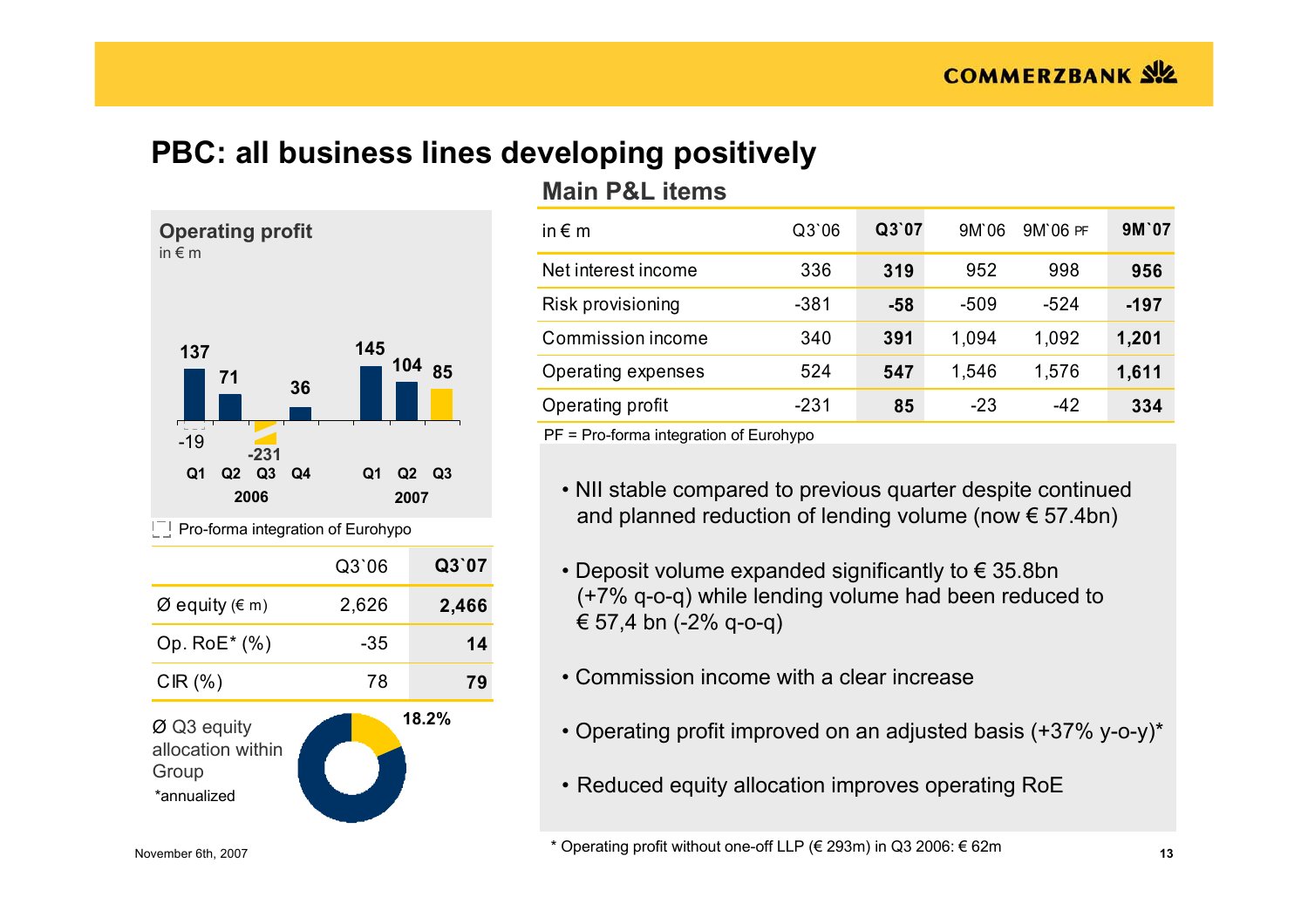# PBC: all business lines developing positively

## Operating profit

in € m

| | Q1 2006 | Q2 2006 | Q3 2006 | Q4 2006 | Q1 2007 | Q2 2007 | Q3 2007 |
|---|---|---|---|---|---|---|---|
| Operating profit | 137 (-19 pro-forma) | 71 | -231 | 36 | 145 | 104 | 85 |

Pro-forma integration of Eurohypo

| | Q3`06 | Q3`07 |
|---|---|---|
| Ø equity (€ m) | 2,626 | **2,466** |
| Op. RoE* (%) | -35 | **14** |
| CIR (%) | 78 | **79** |

Ø Q3 equity allocation within Group: 18.2%

*annualized

## Main P&L items

| in € m | Q3`06 | Q3`07 | 9M`06 | 9M`06 PF | 9M`07 |
|---|---|---|---|---|---|
| Net interest income | 336 | **319** | 952 | 998 | **956** |
| Risk provisioning | -381 | **-58** | -509 | -524 | **-197** |
| Commission income | 340 | **391** | 1,094 | 1,092 | **1,201** |
| Operating expenses | 524 | **547** | 1,546 | 1,576 | **1,611** |
| Operating profit | -231 | **85** | -23 | -42 | **334** |

PF = Pro-forma integration of Eurohypo

- NII stable compared to previous quarter despite continued and planned reduction of lending volume (now € 57.4bn)
- Deposit volume expanded significantly to € 35.8bn (+7% q-o-q) while lending volume had been reduced to € 57,4 bn (-2% q-o-q)
- Commission income with a clear increase
- Operating profit improved on an adjusted basis (+37% y-o-y)*
- Reduced equity allocation improves operating RoE

\* Operating profit without one-off LLP (€ 293m) in Q3 2006: € 62m

November 6th, 2007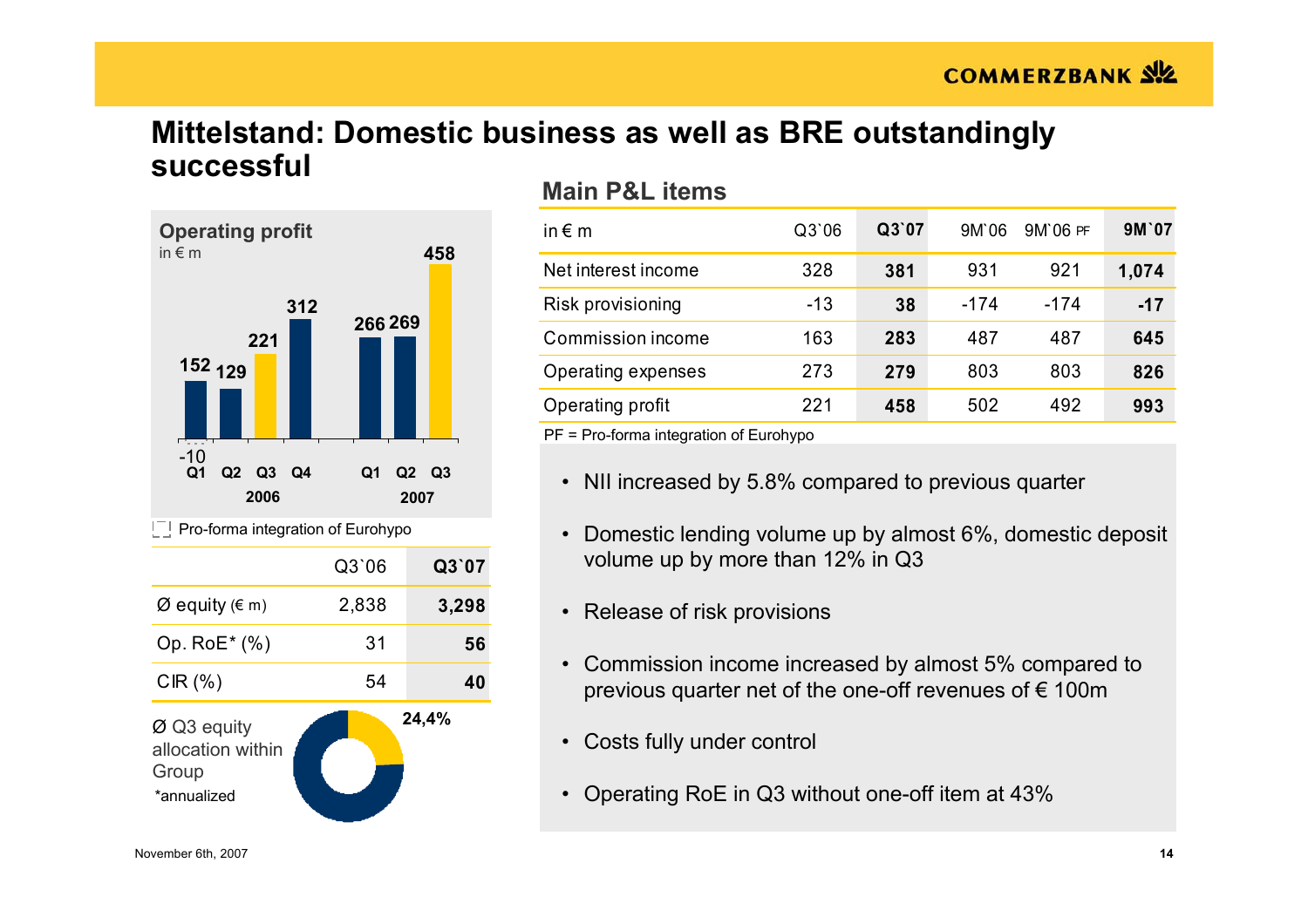# Mittelstand: Domestic business as well as BRE outstandingly successful

**Operating profit**
in € m

| | Q1 2006 | Q2 2006 | Q3 2006 | Q4 2006 | Q1 2007 | Q2 2007 | Q3 2007 |
|---|---|---|---|---|---|---|---|
| Operating profit | 152 | 129 | 221 | 312 | 266 | 269 | 458 |

Pro-forma integration of Eurohypo: -10 (Q1 2006)

| | Q3`06 | Q3`07 |
|---|---|---|
| Ø equity (€ m) | 2,838 | **3,298** |
| Op. RoE* (%) | 31 | **56** |
| CIR (%) | 54 | **40** |

Ø Q3 equity allocation within Group: 24,4%

*annualized

## Main P&L items

| in € m | Q3`06 | Q3`07 | 9M`06 | 9M`06 PF | 9M`07 |
|---|---|---|---|---|---|
| Net interest income | 328 | **381** | 931 | 921 | **1,074** |
| Risk provisioning | -13 | **38** | -174 | -174 | **-17** |
| Commission income | 163 | **283** | 487 | 487 | **645** |
| Operating expenses | 273 | **279** | 803 | 803 | **826** |
| Operating profit | 221 | **458** | 502 | 492 | **993** |

PF = Pro-forma integration of Eurohypo

- NII increased by 5.8% compared to previous quarter
- Domestic lending volume up by almost 6%, domestic deposit volume up by more than 12% in Q3
- Release of risk provisions
- Commission income increased by almost 5% compared to previous quarter net of the one-off revenues of € 100m
- Costs fully under control
- Operating RoE in Q3 without one-off item at 43%

November 6th, 2007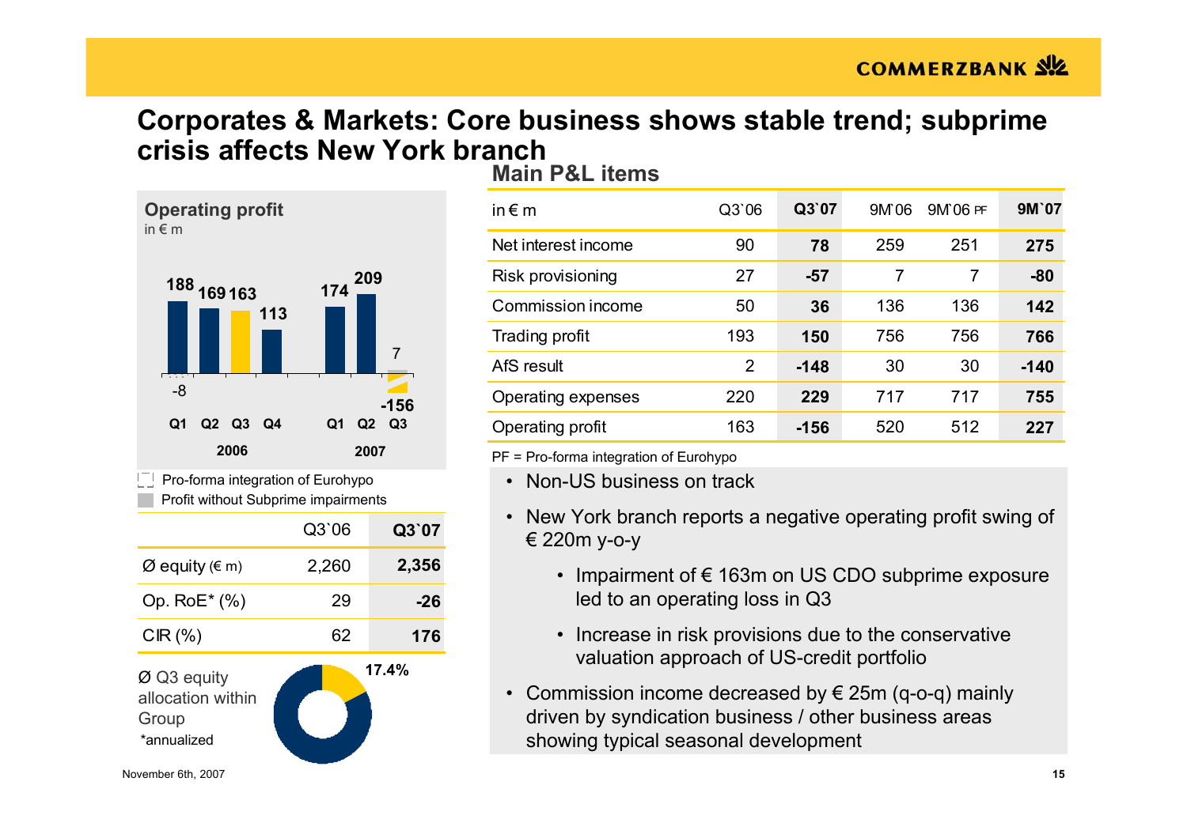# Corporates & Markets: Core business shows stable trend; subprime crisis affects New York branch

## Operating profit

in € m

| | Q1 2006 | Q2 2006 | Q3 2006 | Q4 2006 | Q1 2007 | Q2 2007 | Q3 2007 |
|---|---|---|---|---|---|---|---|
| Operating profit | 188 | 169 | 163 | 113 | 174 | 209 | -156 |
| Pro-forma integration of Eurohypo | -8 | | | | | | |
| Profit without Subprime impairments | | | | | | | 7 |

Pro-forma integration of Eurohypo

Profit without Subprime impairments

| | Q3`06 | Q3`07 |
|---|---|---|
| Ø equity (€ m) | 2,260 | **2,356** |
| Op. RoE* (%) | 29 | **-26** |
| CIR (%) | 62 | **176** |

Ø Q3 equity allocation within Group: 17.4%

*annualized

## Main P&L items

| in € m | Q3`06 | Q3`07 | 9M`06 | 9M`06 PF | 9M`07 |
|---|---|---|---|---|---|
| Net interest income | 90 | **78** | 259 | 251 | **275** |
| Risk provisioning | 27 | **-57** | 7 | 7 | **-80** |
| Commission income | 50 | **36** | 136 | 136 | **142** |
| Trading profit | 193 | **150** | 756 | 756 | **766** |
| AfS result | 2 | **-148** | 30 | 30 | **-140** |
| Operating expenses | 220 | **229** | 717 | 717 | **755** |
| Operating profit | 163 | **-156** | 520 | 512 | **227** |

PF = Pro-forma integration of Eurohypo

- Non-US business on track
- New York branch reports a negative operating profit swing of € 220m y-o-y
  - Impairment of € 163m on US CDO subprime exposure led to an operating loss in Q3
  - Increase in risk provisions due to the conservative valuation approach of US-credit portfolio
- Commission income decreased by € 25m (q-o-q) mainly driven by syndication business / other business areas showing typical seasonal development

November 6th, 2007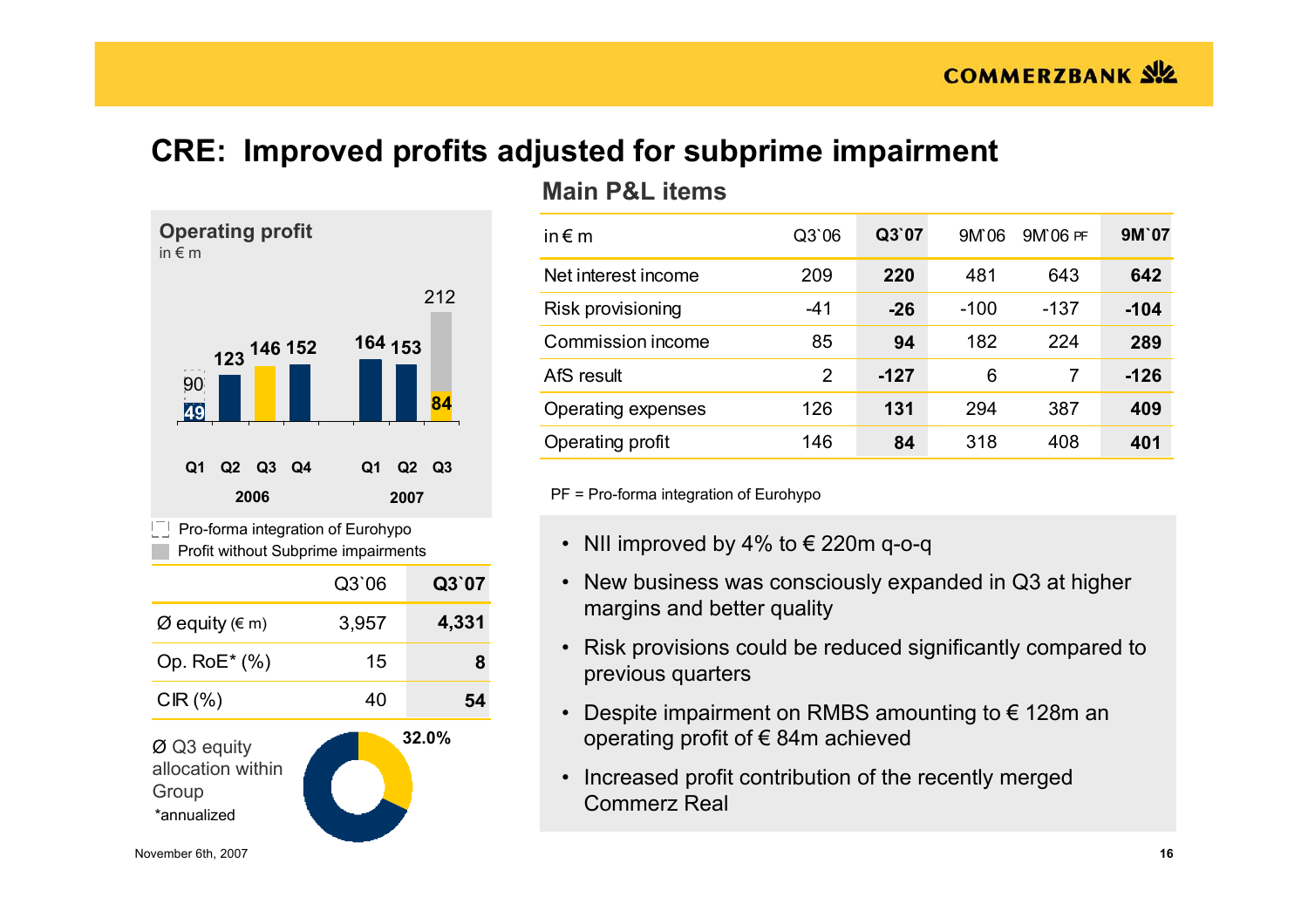# CRE: Improved profits adjusted for subprime impairment

## Operating profit

in € m

| | Q1 2006 | Q2 2006 | Q3 2006 | Q4 2006 | Q1 2007 | Q2 2007 | Q3 2007 |
|---|---|---|---|---|---|---|---|
| Operating profit | 49 (90) | 123 | 146 | 152 | 164 | 153 | 84 (212) |

- Pro-forma integration of Eurohypo
- Profit without Subprime impairments

| | Q3`06 | **Q3`07** |
|---|---|---|
| Ø equity (€ m) | 3,957 | **4,331** |
| Op. RoE* (%) | 15 | **8** |
| CIR (%) | 40 | **54** |

Ø Q3 equity allocation within Group: 32.0%

*annualized

## Main P&L items

| in € m | Q3`06 | **Q3`07** | 9M`06 | 9M`06 PF | **9M`07** |
|---|---|---|---|---|---|
| Net interest income | 209 | **220** | 481 | 643 | **642** |
| Risk provisioning | -41 | **-26** | -100 | -137 | **-104** |
| Commission income | 85 | **94** | 182 | 224 | **289** |
| AfS result | 2 | **-127** | 6 | 7 | **-126** |
| Operating expenses | 126 | **131** | 294 | 387 | **409** |
| Operating profit | 146 | **84** | 318 | 408 | **401** |

PF = Pro-forma integration of Eurohypo

- NII improved by 4% to € 220m q-o-q
- New business was consciously expanded in Q3 at higher margins and better quality
- Risk provisions could be reduced significantly compared to previous quarters
- Despite impairment on RMBS amounting to € 128m an operating profit of € 84m achieved
- Increased profit contribution of the recently merged Commerz Real

November 6th, 2007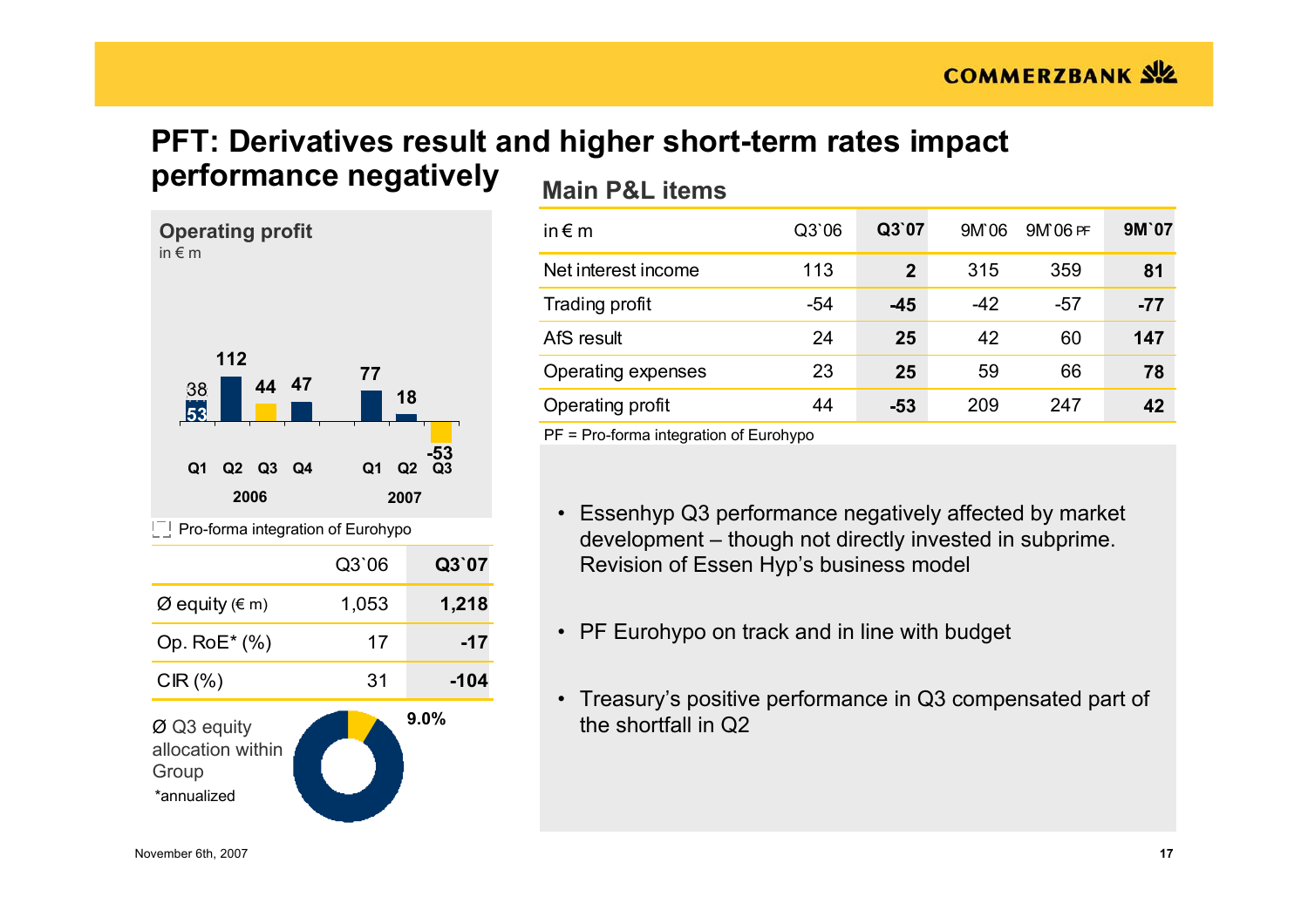# PFT: Derivatives result and higher short-term rates impact performance negatively

## Operating profit

in € m

| | Q1 2006 | Q2 2006 | Q3 2006 | Q4 2006 | Q1 2007 | Q2 2007 | Q3 2007 |
|---|---|---|---|---|---|---|---|
| Operating profit | 38 / 53 | 112 | 44 | 47 | 77 | 18 | -53 |

Pro-forma integration of Eurohypo

| | Q3`06 | Q3`07 |
|---|---|---|
| Ø equity (€ m) | 1,053 | **1,218** |
| Op. RoE* (%) | 17 | **-17** |
| CIR (%) | 31 | **-104** |

Ø Q3 equity allocation within Group: 9.0%

*annualized

## Main P&L items

| in € m | Q3`06 | Q3`07 | 9M`06 | 9M`06 PF | 9M`07 |
|---|---|---|---|---|---|
| Net interest income | 113 | **2** | 315 | 359 | **81** |
| Trading profit | -54 | **-45** | -42 | -57 | **-77** |
| AfS result | 24 | **25** | 42 | 60 | **147** |
| Operating expenses | 23 | **25** | 59 | 66 | **78** |
| Operating profit | 44 | **-53** | 209 | 247 | **42** |

PF = Pro-forma integration of Eurohypo

- Essenhyp Q3 performance negatively affected by market development – though not directly invested in subprime. Revision of Essen Hyp's business model
- PF Eurohypo on track and in line with budget
- Treasury's positive performance in Q3 compensated part of the shortfall in Q2

November 6th, 2007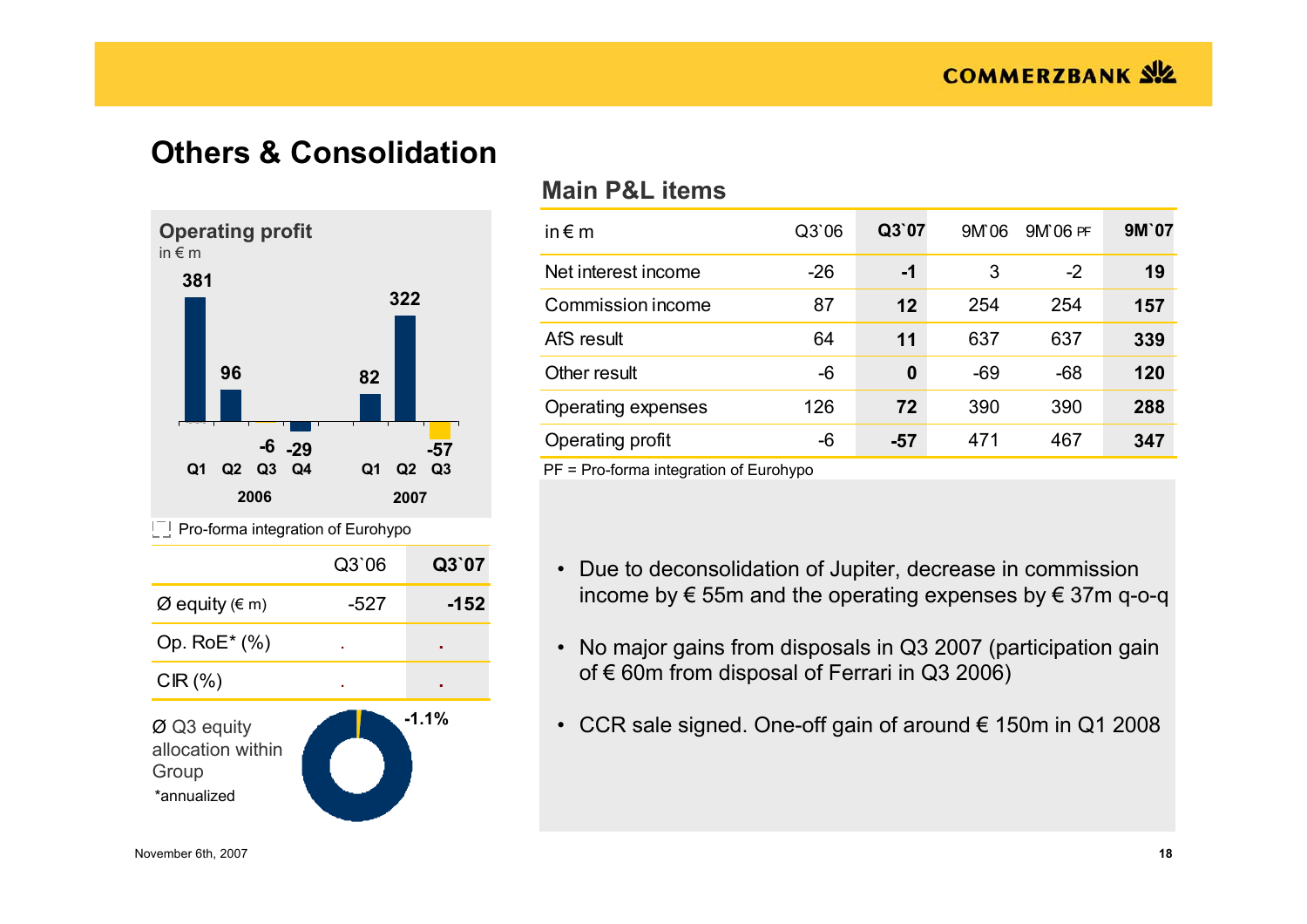# Others & Consolidation

**Operating profit**
in € m

| | Q1 2006 | Q2 2006 | Q3 2006 | Q4 2006 | Q1 2007 | Q2 2007 | Q3 2007 |
|---|---|---|---|---|---|---|---|
| Operating profit | 381 | 96 | -6 | -29 | 82 | 322 | -57 |

Pro-forma integration of Eurohypo

| | Q3`06 | Q3`07 |
|---|---|---|
| Ø equity (€ m) | -527 | **-152** |
| Op. RoE* (%) | . | . |
| CIR (%) | . | . |

Ø Q3 equity allocation within Group: -1.1%

*annualized

## Main P&L items

| in € m | Q3`06 | Q3`07 | 9M`06 | 9M`06 PF | 9M`07 |
|---|---|---|---|---|---|
| Net interest income | -26 | **-1** | 3 | -2 | **19** |
| Commission income | 87 | **12** | 254 | 254 | **157** |
| AfS result | 64 | **11** | 637 | 637 | **339** |
| Other result | -6 | **0** | -69 | -68 | **120** |
| Operating expenses | 126 | **72** | 390 | 390 | **288** |
| Operating profit | -6 | **-57** | 471 | 467 | **347** |

PF = Pro-forma integration of Eurohypo

- Due to deconsolidation of Jupiter, decrease in commission income by € 55m and the operating expenses by € 37m q-o-q
- No major gains from disposals in Q3 2007 (participation gain of € 60m from disposal of Ferrari in Q3 2006)
- CCR sale signed. One-off gain of around € 150m in Q1 2008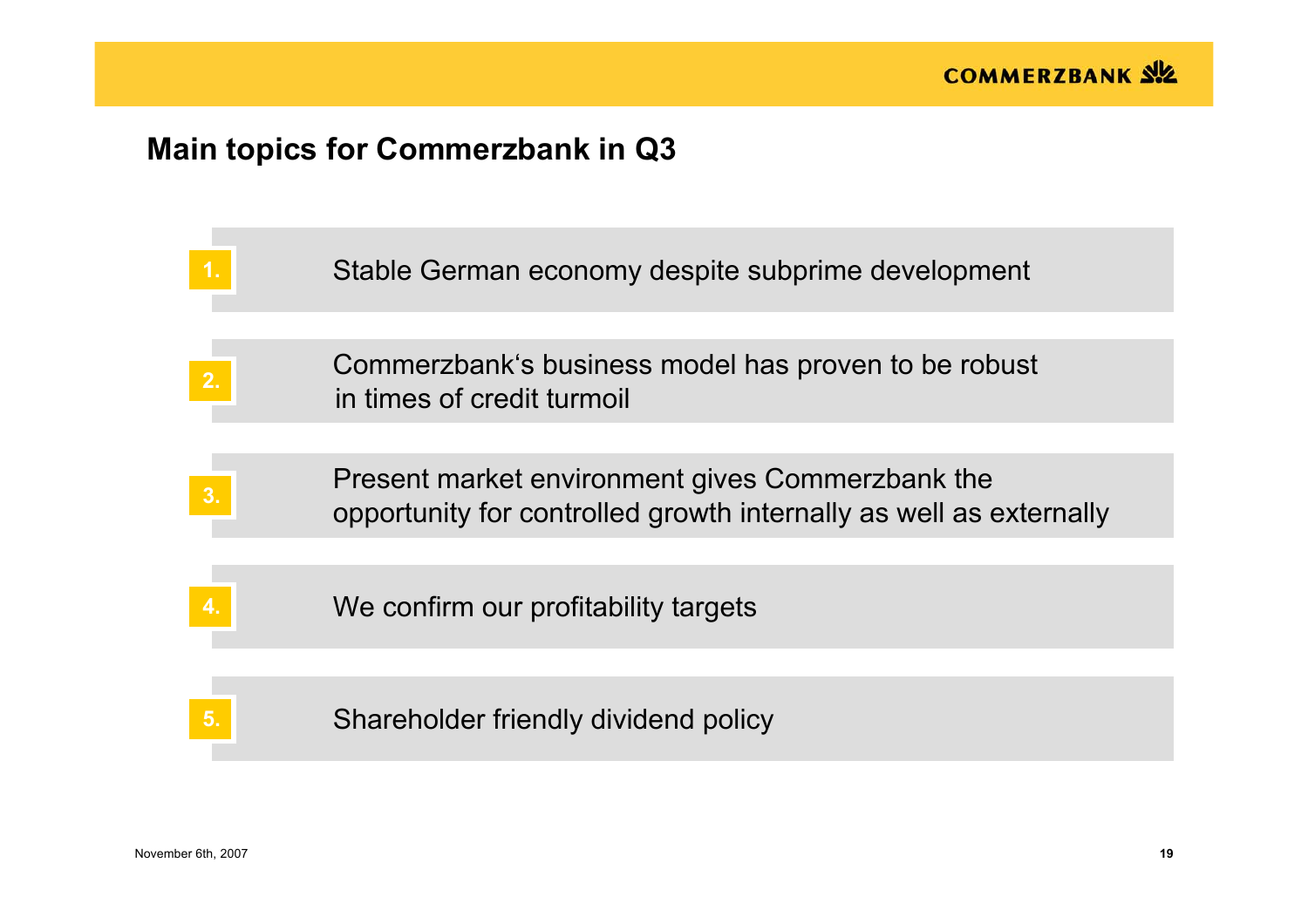## Main topics for Commerzbank in Q3

1. Stable German economy despite subprime development
2. Commerzbank's business model has proven to be robust in times of credit turmoil
3. Present market environment gives Commerzbank the opportunity for controlled growth internally as well as externally
4. We confirm our profitability targets
5. Shareholder friendly dividend policy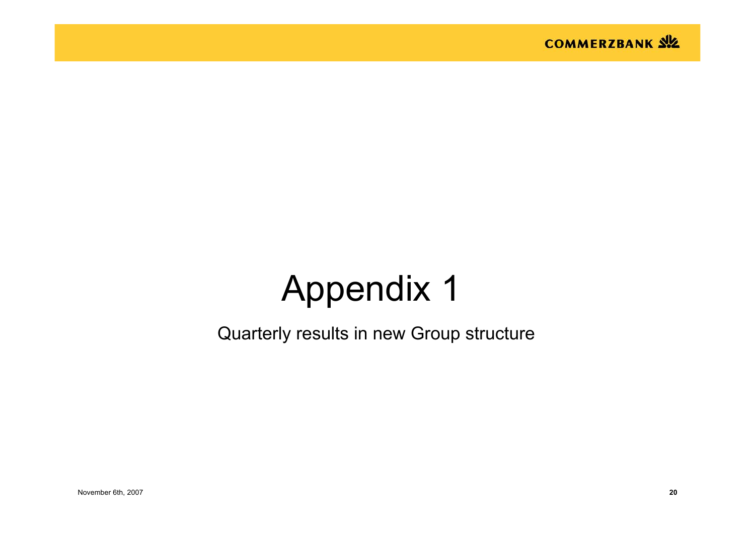# Appendix 1

Quarterly results in new Group structure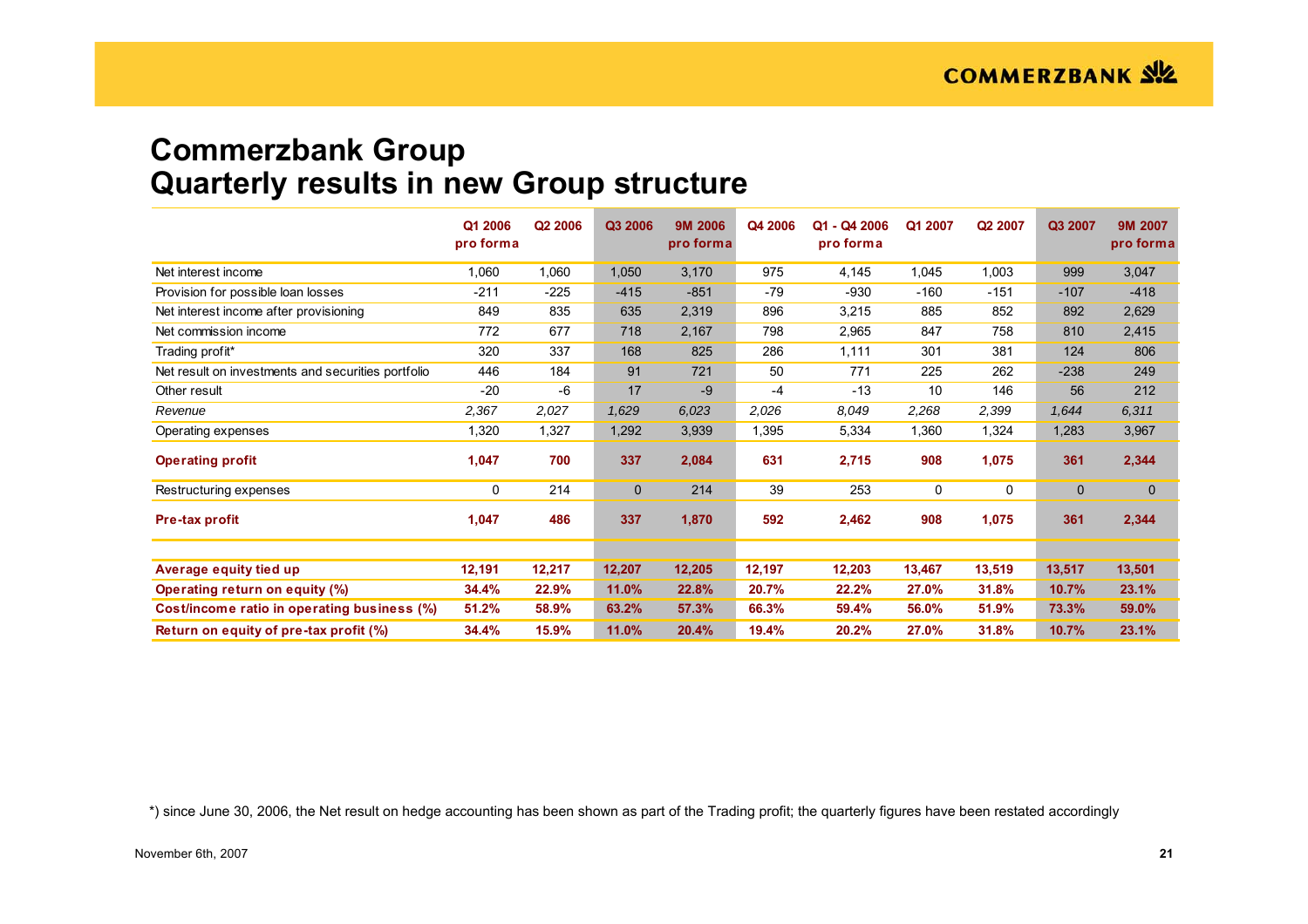# Commerzbank Group
# Quarterly results in new Group structure

| | Q1 2006 pro forma | Q2 2006 | Q3 2006 | 9M 2006 pro forma | Q4 2006 | Q1 - Q4 2006 pro forma | Q1 2007 | Q2 2007 | Q3 2007 | 9M 2007 pro forma |
|---|---|---|---|---|---|---|---|---|---|---|
| Net interest income | 1,060 | 1,060 | 1,050 | 3,170 | 975 | 4,145 | 1,045 | 1,003 | 999 | 3,047 |
| Provision for possible loan losses | -211 | -225 | -415 | -851 | -79 | -930 | -160 | -151 | -107 | -418 |
| Net interest income after provisioning | 849 | 835 | 635 | 2,319 | 896 | 3,215 | 885 | 852 | 892 | 2,629 |
| Net commission income | 772 | 677 | 718 | 2,167 | 798 | 2,965 | 847 | 758 | 810 | 2,415 |
| Trading profit* | 320 | 337 | 168 | 825 | 286 | 1,111 | 301 | 381 | 124 | 806 |
| Net result on investments and securities portfolio | 446 | 184 | 91 | 721 | 50 | 771 | 225 | 262 | -238 | 249 |
| Other result | -20 | -6 | 17 | -9 | -4 | -13 | 10 | 146 | 56 | 212 |
| *Revenue* | *2,367* | *2,027* | *1,629* | *6,023* | *2,026* | *8,049* | *2,268* | *2,399* | *1,644* | *6,311* |
| Operating expenses | 1,320 | 1,327 | 1,292 | 3,939 | 1,395 | 5,334 | 1,360 | 1,324 | 1,283 | 3,967 |
| **Operating profit** | **1,047** | **700** | **337** | **2,084** | **631** | **2,715** | **908** | **1,075** | **361** | **2,344** |
| Restructuring expenses | 0 | 214 | 0 | 214 | 39 | 253 | 0 | 0 | 0 | 0 |
| **Pre-tax profit** | **1,047** | **486** | **337** | **1,870** | **592** | **2,462** | **908** | **1,075** | **361** | **2,344** |
| **Average equity tied up** | **12,191** | **12,217** | **12,207** | **12,205** | **12,197** | **12,203** | **13,467** | **13,519** | **13,517** | **13,501** |
| **Operating return on equity (%)** | **34.4%** | **22.9%** | **11.0%** | **22.8%** | **20.7%** | **22.2%** | **27.0%** | **31.8%** | **10.7%** | **23.1%** |
| **Cost/income ratio in operating business (%)** | **51.2%** | **58.9%** | **63.2%** | **57.3%** | **66.3%** | **59.4%** | **56.0%** | **51.9%** | **73.3%** | **59.0%** |
| **Return on equity of pre-tax profit (%)** | **34.4%** | **15.9%** | **11.0%** | **20.4%** | **19.4%** | **20.2%** | **27.0%** | **31.8%** | **10.7%** | **23.1%** |

*) since June 30, 2006, the Net result on hedge accounting has been shown as part of the Trading profit; the quarterly figures have been restated accordingly

November 6th, 2007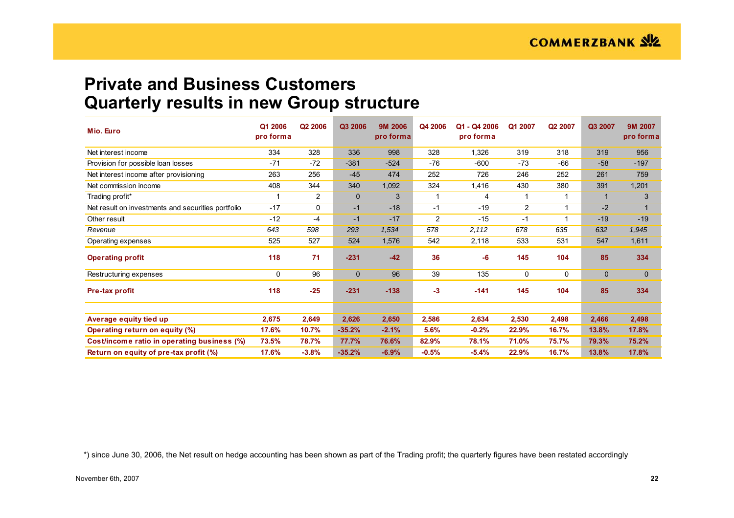# Private and Business Customers
## Quarterly results in new Group structure

| Mio. Euro | Q1 2006 pro forma | Q2 2006 | Q3 2006 | 9M 2006 pro forma | Q4 2006 | Q1 - Q4 2006 pro forma | Q1 2007 | Q2 2007 | Q3 2007 | 9M 2007 pro forma |
|---|---|---|---|---|---|---|---|---|---|---|
| Net interest income | 334 | 328 | 336 | 998 | 328 | 1,326 | 319 | 318 | 319 | 956 |
| Provision for possible loan losses | -71 | -72 | -381 | -524 | -76 | -600 | -73 | -66 | -58 | -197 |
| Net interest income after provisioning | 263 | 256 | -45 | 474 | 252 | 726 | 246 | 252 | 261 | 759 |
| Net commission income | 408 | 344 | 340 | 1,092 | 324 | 1,416 | 430 | 380 | 391 | 1,201 |
| Trading profit* | 1 | 2 | 0 | 3 | 1 | 4 | 1 | 1 | 1 | 3 |
| Net result on investments and securities portfolio | -17 | 0 | -1 | -18 | -1 | -19 | 2 | 1 | -2 | 1 |
| Other result | -12 | -4 | -1 | -17 | 2 | -15 | -1 | 1 | -19 | -19 |
| *Revenue* | *643* | *598* | *293* | *1,534* | *578* | *2,112* | *678* | *635* | *632* | *1,945* |
| Operating expenses | 525 | 527 | 524 | 1,576 | 542 | 2,118 | 533 | 531 | 547 | 1,611 |
| **Operating profit** | **118** | **71** | **-231** | **-42** | **36** | **-6** | **145** | **104** | **85** | **334** |
| Restructuring expenses | 0 | 96 | 0 | 96 | 39 | 135 | 0 | 0 | 0 | 0 |
| **Pre-tax profit** | **118** | **-25** | **-231** | **-138** | **-3** | **-141** | **145** | **104** | **85** | **334** |
| **Average equity tied up** | **2,675** | **2,649** | **2,626** | **2,650** | **2,586** | **2,634** | **2,530** | **2,498** | **2,466** | **2,498** |
| **Operating return on equity (%)** | **17.6%** | **10.7%** | **-35.2%** | **-2.1%** | **5.6%** | **-0.2%** | **22.9%** | **16.7%** | **13.8%** | **17.8%** |
| **Cost/income ratio in operating business (%)** | **73.5%** | **78.7%** | **77.7%** | **76.6%** | **82.9%** | **78.1%** | **71.0%** | **75.7%** | **79.3%** | **75.2%** |
| **Return on equity of pre-tax profit (%)** | **17.6%** | **-3.8%** | **-35.2%** | **-6.9%** | **-0.5%** | **-5.4%** | **22.9%** | **16.7%** | **13.8%** | **17.8%** |

*) since June 30, 2006, the Net result on hedge accounting has been shown as part of the Trading profit; the quarterly figures have been restated accordingly

November 6th, 2007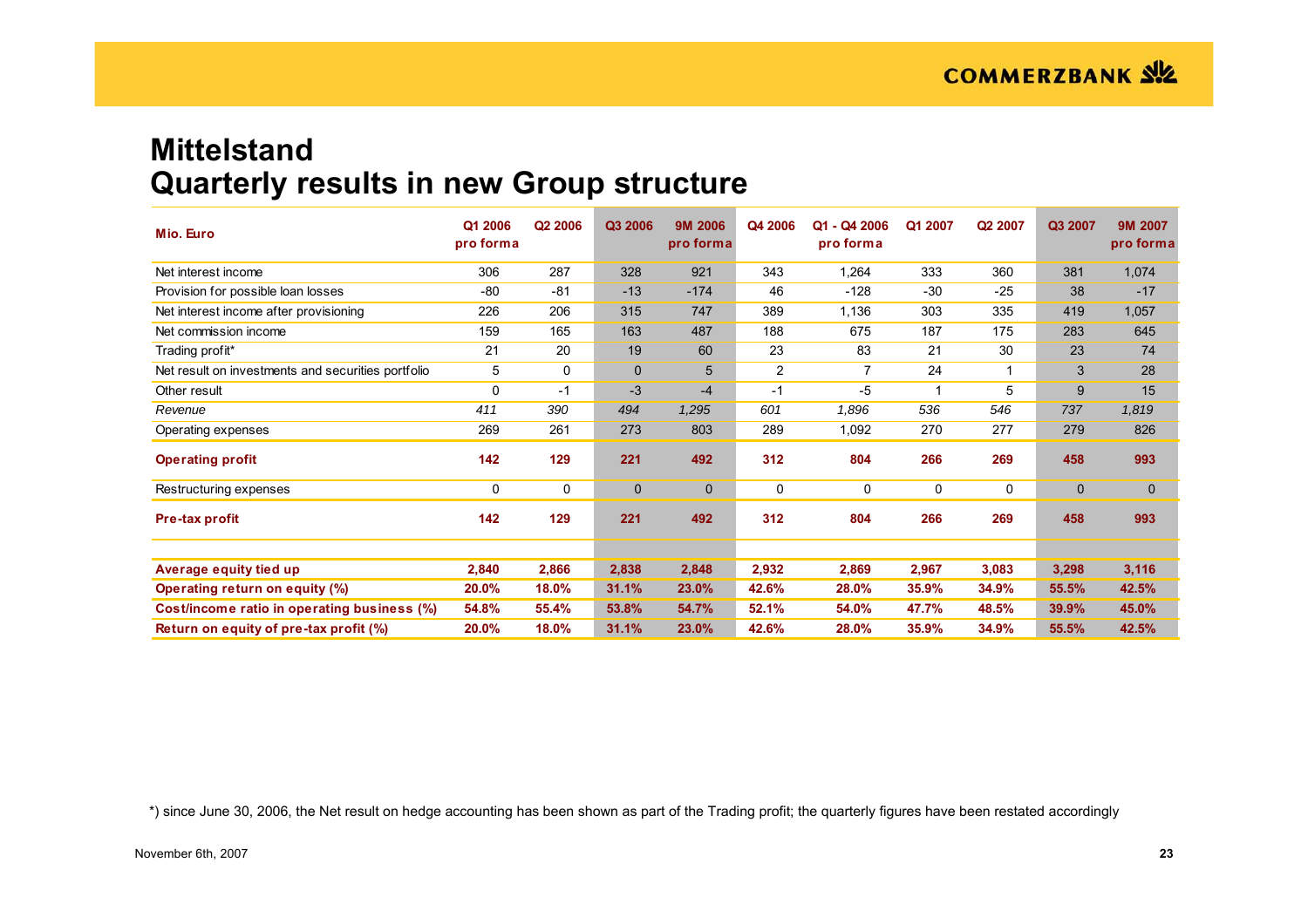# Mittelstand
# Quarterly results in new Group structure

| Mio. Euro | Q1 2006 pro forma | Q2 2006 | Q3 2006 | 9M 2006 pro forma | Q4 2006 | Q1 - Q4 2006 pro forma | Q1 2007 | Q2 2007 | Q3 2007 | 9M 2007 pro forma |
|---|---|---|---|---|---|---|---|---|---|---|
| Net interest income | 306 | 287 | 328 | 921 | 343 | 1,264 | 333 | 360 | 381 | 1,074 |
| Provision for possible loan losses | -80 | -81 | -13 | -174 | 46 | -128 | -30 | -25 | 38 | -17 |
| Net interest income after provisioning | 226 | 206 | 315 | 747 | 389 | 1,136 | 303 | 335 | 419 | 1,057 |
| Net commission income | 159 | 165 | 163 | 487 | 188 | 675 | 187 | 175 | 283 | 645 |
| Trading profit* | 21 | 20 | 19 | 60 | 23 | 83 | 21 | 30 | 23 | 74 |
| Net result on investments and securities portfolio | 5 | 0 | 0 | 5 | 2 | 7 | 24 | 1 | 3 | 28 |
| Other result | 0 | -1 | -3 | -4 | -1 | -5 | 1 | 5 | 9 | 15 |
| *Revenue* | *411* | *390* | *494* | *1,295* | *601* | *1,896* | *536* | *546* | *737* | *1,819* |
| Operating expenses | 269 | 261 | 273 | 803 | 289 | 1,092 | 270 | 277 | 279 | 826 |
| **Operating profit** | **142** | **129** | **221** | **492** | **312** | **804** | **266** | **269** | **458** | **993** |
| Restructuring expenses | 0 | 0 | 0 | 0 | 0 | 0 | 0 | 0 | 0 | 0 |
| **Pre-tax profit** | **142** | **129** | **221** | **492** | **312** | **804** | **266** | **269** | **458** | **993** |
| | | | | | | | | | | |
| **Average equity tied up** | **2,840** | **2,866** | **2,838** | **2,848** | **2,932** | **2,869** | **2,967** | **3,083** | **3,298** | **3,116** |
| **Operating return on equity (%)** | **20.0%** | **18.0%** | **31.1%** | **23.0%** | **42.6%** | **28.0%** | **35.9%** | **34.9%** | **55.5%** | **42.5%** |
| **Cost/income ratio in operating business (%)** | **54.8%** | **55.4%** | **53.8%** | **54.7%** | **52.1%** | **54.0%** | **47.7%** | **48.5%** | **39.9%** | **45.0%** |
| **Return on equity of pre-tax profit (%)** | **20.0%** | **18.0%** | **31.1%** | **23.0%** | **42.6%** | **28.0%** | **35.9%** | **34.9%** | **55.5%** | **42.5%** |

*) since June 30, 2006, the Net result on hedge accounting has been shown as part of the Trading profit; the quarterly figures have been restated accordingly

November 6th, 2007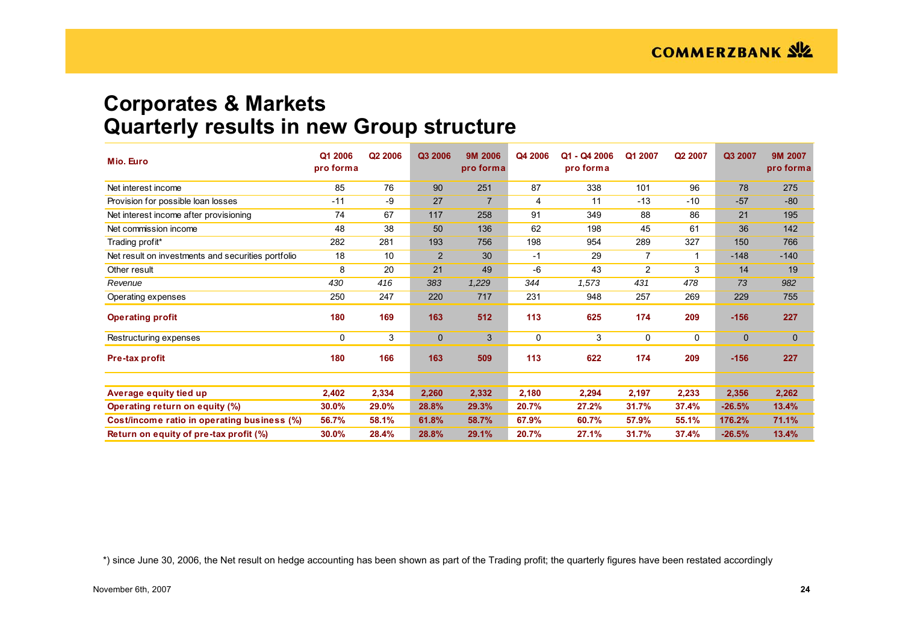# Corporates & Markets
# Quarterly results in new Group structure

| Mio. Euro | Q1 2006 pro forma | Q2 2006 | Q3 2006 | 9M 2006 pro forma | Q4 2006 | Q1 - Q4 2006 pro forma | Q1 2007 | Q2 2007 | Q3 2007 | 9M 2007 pro forma |
|---|---|---|---|---|---|---|---|---|---|---|
| Net interest income | 85 | 76 | 90 | 251 | 87 | 338 | 101 | 96 | 78 | 275 |
| Provision for possible loan losses | -11 | -9 | 27 | 7 | 4 | 11 | -13 | -10 | -57 | -80 |
| Net interest income after provisioning | 74 | 67 | 117 | 258 | 91 | 349 | 88 | 86 | 21 | 195 |
| Net commission income | 48 | 38 | 50 | 136 | 62 | 198 | 45 | 61 | 36 | 142 |
| Trading profit* | 282 | 281 | 193 | 756 | 198 | 954 | 289 | 327 | 150 | 766 |
| Net result on investments and securities portfolio | 18 | 10 | 2 | 30 | -1 | 29 | 7 | 1 | -148 | -140 |
| Other result | 8 | 20 | 21 | 49 | -6 | 43 | 2 | 3 | 14 | 19 |
| *Revenue* | *430* | *416* | *383* | *1,229* | *344* | *1,573* | *431* | *478* | *73* | *982* |
| Operating expenses | 250 | 247 | 220 | 717 | 231 | 948 | 257 | 269 | 229 | 755 |
| **Operating profit** | **180** | **169** | **163** | **512** | **113** | **625** | **174** | **209** | **-156** | **227** |
| Restructuring expenses | 0 | 3 | 0 | 3 | 0 | 3 | 0 | 0 | 0 | 0 |
| **Pre-tax profit** | **180** | **166** | **163** | **509** | **113** | **622** | **174** | **209** | **-156** | **227** |
| | | | | | | | | | | |
| **Average equity tied up** | **2,402** | **2,334** | **2,260** | **2,332** | **2,180** | **2,294** | **2,197** | **2,233** | **2,356** | **2,262** |
| **Operating return on equity (%)** | **30.0%** | **29.0%** | **28.8%** | **29.3%** | **20.7%** | **27.2%** | **31.7%** | **37.4%** | **-26.5%** | **13.4%** |
| **Cost/income ratio in operating business (%)** | **56.7%** | **58.1%** | **61.8%** | **58.7%** | **67.9%** | **60.7%** | **57.9%** | **55.1%** | **176.2%** | **71.1%** |
| **Return on equity of pre-tax profit (%)** | **30.0%** | **28.4%** | **28.8%** | **29.1%** | **20.7%** | **27.1%** | **31.7%** | **37.4%** | **-26.5%** | **13.4%** |

*) since June 30, 2006, the Net result on hedge accounting has been shown as part of the Trading profit; the quarterly figures have been restated accordingly

November 6th, 2007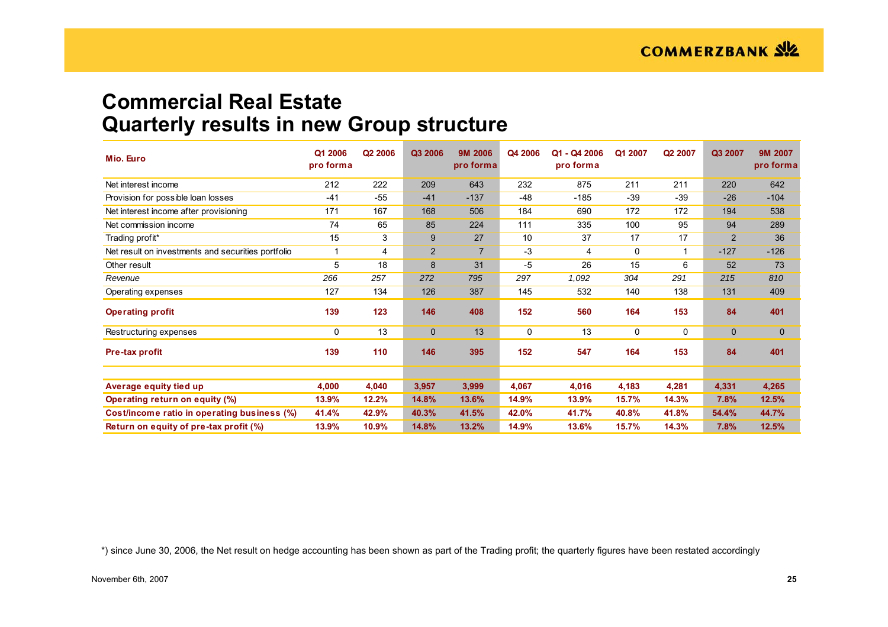# Commercial Real Estate
# Quarterly results in new Group structure

| Mio. Euro | Q1 2006 pro forma | Q2 2006 | Q3 2006 | 9M 2006 pro forma | Q4 2006 | Q1 - Q4 2006 pro forma | Q1 2007 | Q2 2007 | Q3 2007 | 9M 2007 pro forma |
|---|---|---|---|---|---|---|---|---|---|---|
| Net interest income | 212 | 222 | 209 | 643 | 232 | 875 | 211 | 211 | 220 | 642 |
| Provision for possible loan losses | -41 | -55 | -41 | -137 | -48 | -185 | -39 | -39 | -26 | -104 |
| Net interest income after provisioning | 171 | 167 | 168 | 506 | 184 | 690 | 172 | 172 | 194 | 538 |
| Net commission income | 74 | 65 | 85 | 224 | 111 | 335 | 100 | 95 | 94 | 289 |
| Trading profit* | 15 | 3 | 9 | 27 | 10 | 37 | 17 | 17 | 2 | 36 |
| Net result on investments and securities portfolio | 1 | 4 | 2 | 7 | -3 | 4 | 0 | 1 | -127 | -126 |
| Other result | 5 | 18 | 8 | 31 | -5 | 26 | 15 | 6 | 52 | 73 |
| *Revenue* | *266* | *257* | *272* | *795* | *297* | *1,092* | *304* | *291* | *215* | *810* |
| Operating expenses | 127 | 134 | 126 | 387 | 145 | 532 | 140 | 138 | 131 | 409 |
| **Operating profit** | **139** | **123** | **146** | **408** | **152** | **560** | **164** | **153** | **84** | **401** |
| Restructuring expenses | 0 | 13 | 0 | 13 | 0 | 13 | 0 | 0 | 0 | 0 |
| **Pre-tax profit** | **139** | **110** | **146** | **395** | **152** | **547** | **164** | **153** | **84** | **401** |
| | | | | | | | | | | |
| **Average equity tied up** | **4,000** | **4,040** | **3,957** | **3,999** | **4,067** | **4,016** | **4,183** | **4,281** | **4,331** | **4,265** |
| **Operating return on equity (%)** | **13.9%** | **12.2%** | **14.8%** | **13.6%** | **14.9%** | **13.9%** | **15.7%** | **14.3%** | **7.8%** | **12.5%** |
| **Cost/income ratio in operating business (%)** | **41.4%** | **42.9%** | **40.3%** | **41.5%** | **42.0%** | **41.7%** | **40.8%** | **41.8%** | **54.4%** | **44.7%** |
| **Return on equity of pre-tax profit (%)** | **13.9%** | **10.9%** | **14.8%** | **13.2%** | **14.9%** | **13.6%** | **15.7%** | **14.3%** | **7.8%** | **12.5%** |

*) since June 30, 2006, the Net result on hedge accounting has been shown as part of the Trading profit; the quarterly figures have been restated accordingly

November 6th, 2007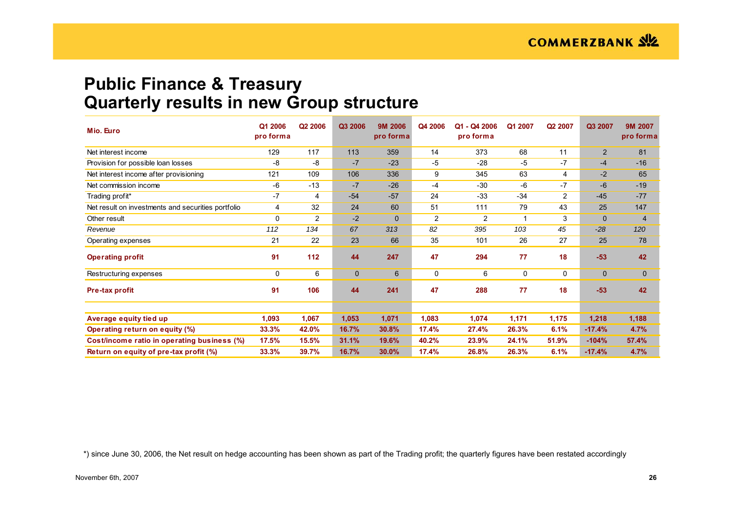# Public Finance & Treasury
# Quarterly results in new Group structure

| Mio. Euro | Q1 2006 pro forma | Q2 2006 | Q3 2006 | 9M 2006 pro forma | Q4 2006 | Q1 - Q4 2006 pro forma | Q1 2007 | Q2 2007 | Q3 2007 | 9M 2007 pro forma |
|---|---|---|---|---|---|---|---|---|---|---|
| Net interest income | 129 | 117 | 113 | 359 | 14 | 373 | 68 | 11 | 2 | 81 |
| Provision for possible loan losses | -8 | -8 | -7 | -23 | -5 | -28 | -5 | -7 | -4 | -16 |
| Net interest income after provisioning | 121 | 109 | 106 | 336 | 9 | 345 | 63 | 4 | -2 | 65 |
| Net commission income | -6 | -13 | -7 | -26 | -4 | -30 | -6 | -7 | -6 | -19 |
| Trading profit* | -7 | 4 | -54 | -57 | 24 | -33 | -34 | 2 | -45 | -77 |
| Net result on investments and securities portfolio | 4 | 32 | 24 | 60 | 51 | 111 | 79 | 43 | 25 | 147 |
| Other result | 0 | 2 | -2 | 0 | 2 | 2 | 1 | 3 | 0 | 4 |
| *Revenue* | *112* | *134* | *67* | *313* | *82* | *395* | *103* | *45* | *-28* | *120* |
| Operating expenses | 21 | 22 | 23 | 66 | 35 | 101 | 26 | 27 | 25 | 78 |
| **Operating profit** | **91** | **112** | **44** | **247** | **47** | **294** | **77** | **18** | **-53** | **42** |
| Restructuring expenses | 0 | 6 | 0 | 6 | 0 | 6 | 0 | 0 | 0 | 0 |
| **Pre-tax profit** | **91** | **106** | **44** | **241** | **47** | **288** | **77** | **18** | **-53** | **42** |
| **Average equity tied up** | **1,093** | **1,067** | **1,053** | **1,071** | **1,083** | **1,074** | **1,171** | **1,175** | **1,218** | **1,188** |
| **Operating return on equity (%)** | **33.3%** | **42.0%** | **16.7%** | **30.8%** | **17.4%** | **27.4%** | **26.3%** | **6.1%** | **-17.4%** | **4.7%** |
| **Cost/income ratio in operating business (%)** | **17.5%** | **15.5%** | **31.1%** | **19.6%** | **40.2%** | **23.9%** | **24.1%** | **51.9%** | **-104%** | **57.4%** |
| **Return on equity of pre-tax profit (%)** | **33.3%** | **39.7%** | **16.7%** | **30.0%** | **17.4%** | **26.8%** | **26.3%** | **6.1%** | **-17.4%** | **4.7%** |

*) since June 30, 2006, the Net result on hedge accounting has been shown as part of the Trading profit; the quarterly figures have been restated accordingly

November 6th, 2007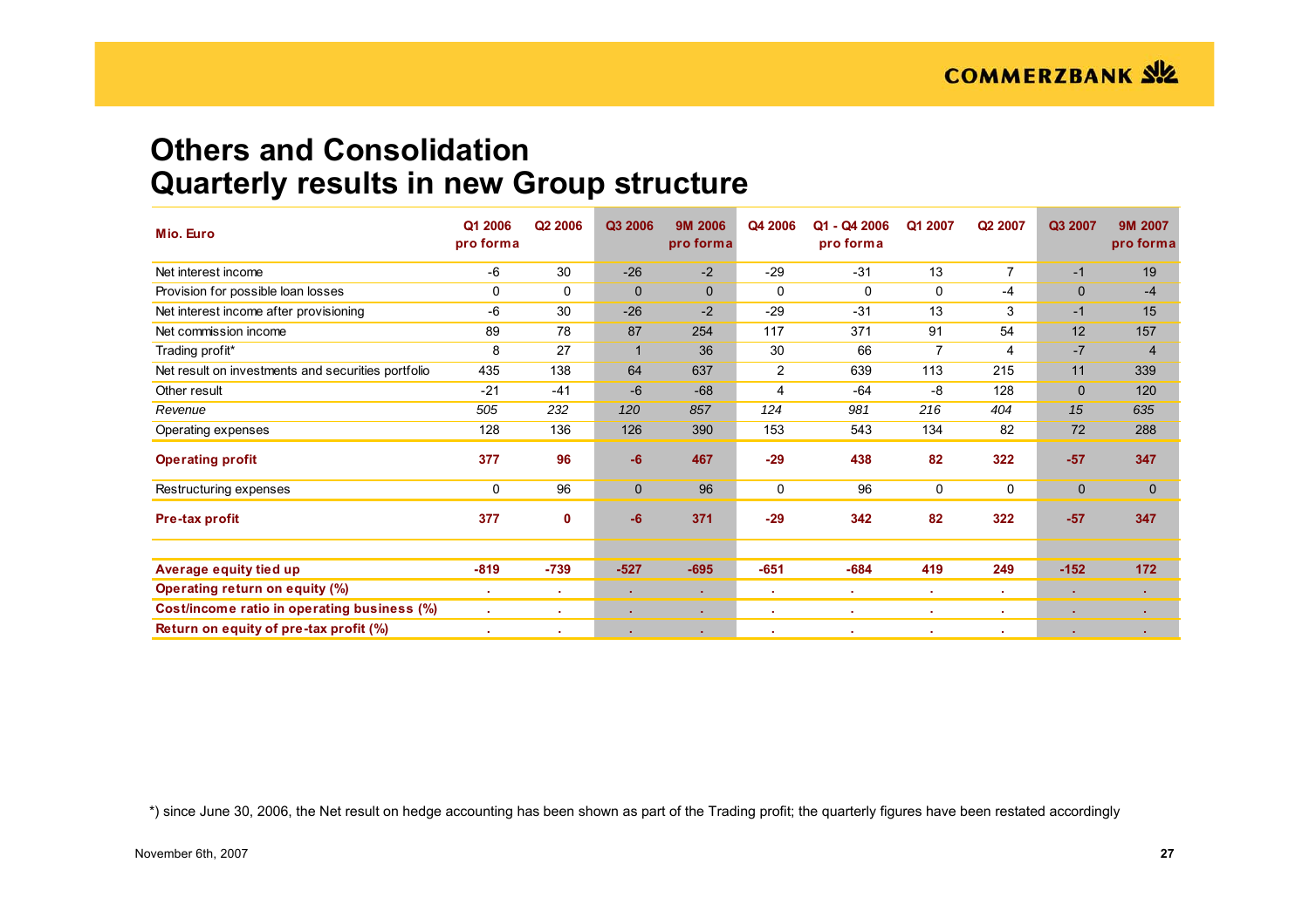# Others and Consolidation
## Quarterly results in new Group structure

| Mio. Euro | Q1 2006 pro forma | Q2 2006 | Q3 2006 | 9M 2006 pro forma | Q4 2006 | Q1 - Q4 2006 pro forma | Q1 2007 | Q2 2007 | Q3 2007 | 9M 2007 pro forma |
|---|---|---|---|---|---|---|---|---|---|---|
| Net interest income | -6 | 30 | -26 | -2 | -29 | -31 | 13 | 7 | -1 | 19 |
| Provision for possible loan losses | 0 | 0 | 0 | 0 | 0 | 0 | 0 | -4 | 0 | -4 |
| Net interest income after provisioning | -6 | 30 | -26 | -2 | -29 | -31 | 13 | 3 | -1 | 15 |
| Net commission income | 89 | 78 | 87 | 254 | 117 | 371 | 91 | 54 | 12 | 157 |
| Trading profit* | 8 | 27 | 1 | 36 | 30 | 66 | 7 | 4 | -7 | 4 |
| Net result on investments and securities portfolio | 435 | 138 | 64 | 637 | 2 | 639 | 113 | 215 | 11 | 339 |
| Other result | -21 | -41 | -6 | -68 | 4 | -64 | -8 | 128 | 0 | 120 |
| *Revenue* | *505* | *232* | *120* | *857* | *124* | *981* | *216* | *404* | *15* | *635* |
| Operating expenses | 128 | 136 | 126 | 390 | 153 | 543 | 134 | 82 | 72 | 288 |
| **Operating profit** | **377** | **96** | **-6** | **467** | **-29** | **438** | **82** | **322** | **-57** | **347** |
| Restructuring expenses | 0 | 96 | 0 | 96 | 0 | 96 | 0 | 0 | 0 | 0 |
| **Pre-tax profit** | **377** | **0** | **-6** | **371** | **-29** | **342** | **82** | **322** | **-57** | **347** |
| **Average equity tied up** | **-819** | **-739** | **-527** | **-695** | **-651** | **-684** | **419** | **249** | **-152** | **172** |
| **Operating return on equity (%)** | . | . | . | . | . | . | . | . | . | . |
| **Cost/income ratio in operating business (%)** | . | . | . | . | . | . | . | . | . | . |
| **Return on equity of pre-tax profit (%)** | . | . | . | . | . | . | . | . | . | . |

*) since June 30, 2006, the Net result on hedge accounting has been shown as part of the Trading profit; the quarterly figures have been restated accordingly

November 6th, 2007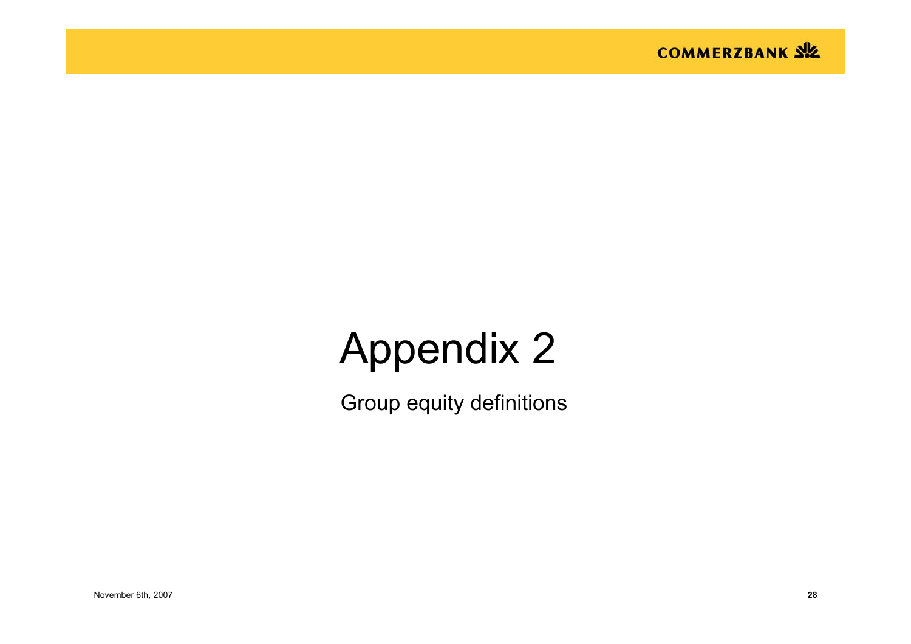# Appendix 2

Group equity definitions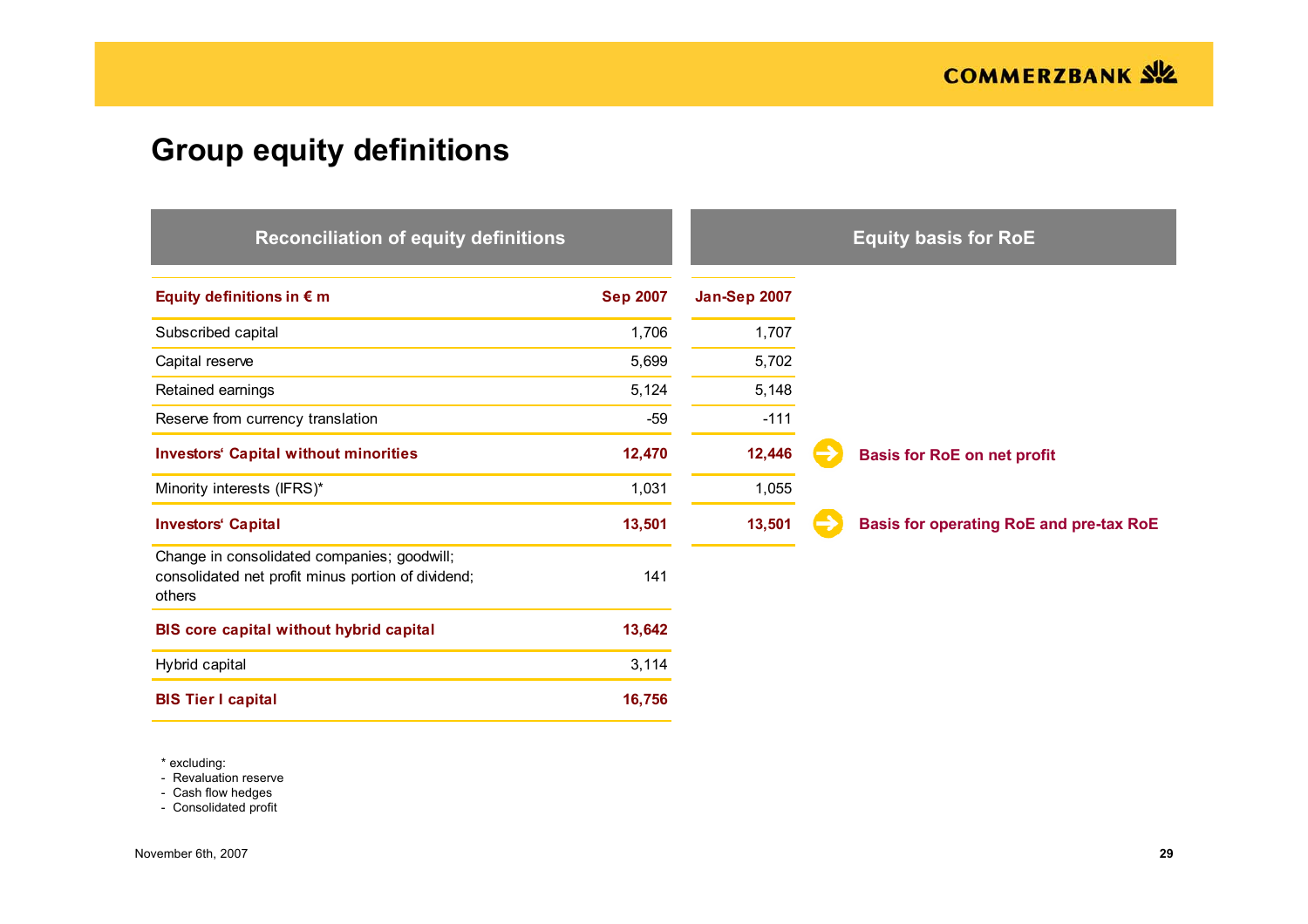# Group equity definitions

| Reconciliation of equity definitions | | Equity basis for RoE | |
|---|---|---|---|
| **Equity definitions in € m** | **Sep 2007** | **Jan-Sep 2007** | |
| Subscribed capital | 1,706 | 1,707 | |
| Capital reserve | 5,699 | 5,702 | |
| Retained earnings | 5,124 | 5,148 | |
| Reserve from currency translation | -59 | -111 | |
| **Investors' Capital without minorities** | **12,470** | **12,446** | **Basis for RoE on net profit** |
| Minority interests (IFRS)* | 1,031 | 1,055 | |
| **Investors' Capital** | **13,501** | **13,501** | **Basis for operating RoE and pre-tax RoE** |
| Change in consolidated companies; goodwill; consolidated net profit minus portion of dividend; others | 141 | | |
| **BIS core capital without hybrid capital** | **13,642** | | |
| Hybrid capital | 3,114 | | |
| **BIS Tier I capital** | **16,756** | | |

\* excluding:
- Revaluation reserve
- Cash flow hedges
- Consolidated profit

November 6th, 2007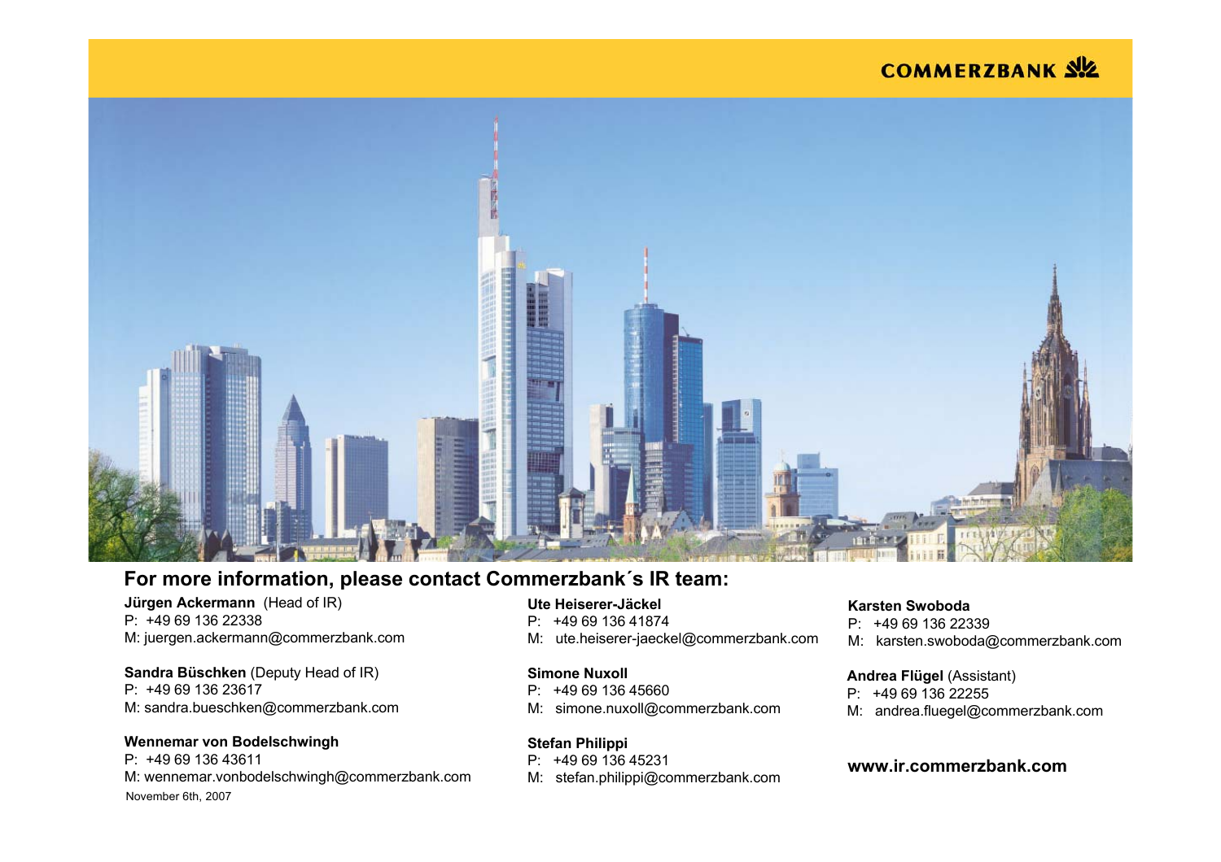COMMERZBANK

## For more information, please contact Commerzbank´s IR team:

**Jürgen Ackermann** (Head of IR)
P: +49 69 136 22338
M: juergen.ackermann@commerzbank.com

**Sandra Büschken** (Deputy Head of IR)
P: +49 69 136 23617
M: sandra.bueschken@commerzbank.com

**Wennemar von Bodelschwingh**
P: +49 69 136 43611
M: wennemar.vonbodelschwingh@commerzbank.com

**Ute Heiserer-Jäckel**
P: +49 69 136 41874
M: ute.heiserer-jaeckel@commerzbank.com

**Simone Nuxoll**
P: +49 69 136 45660
M: simone.nuxoll@commerzbank.com

**Stefan Philippi**
P: +49 69 136 45231
M: stefan.philippi@commerzbank.com

**Karsten Swoboda**
P: +49 69 136 22339
M: karsten.swoboda@commerzbank.com

**Andrea Flügel** (Assistant)
P: +49 69 136 22255
M: andrea.fluegel@commerzbank.com

**www.ir.commerzbank.com**

November 6th, 2007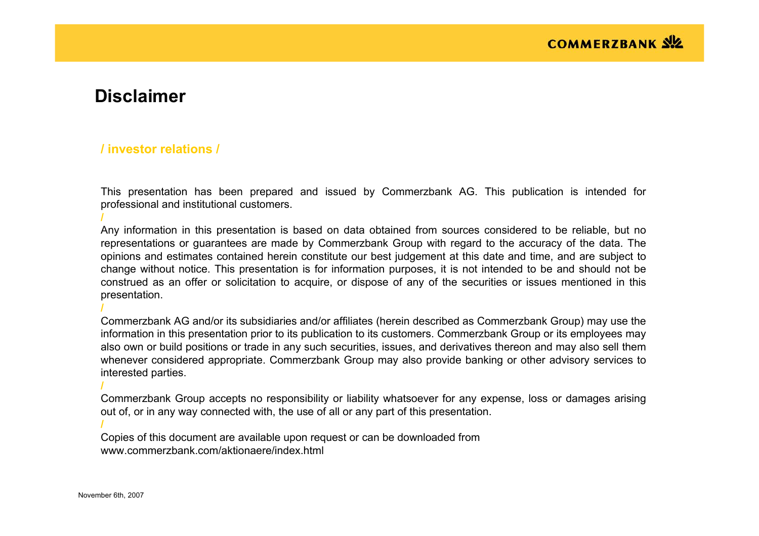# Disclaimer

**/ investor relations /**

This presentation has been prepared and issued by Commerzbank AG. This publication is intended for professional and institutional customers.

/

Any information in this presentation is based on data obtained from sources considered to be reliable, but no representations or guarantees are made by Commerzbank Group with regard to the accuracy of the data. The opinions and estimates contained herein constitute our best judgement at this date and time, and are subject to change without notice. This presentation is for information purposes, it is not intended to be and should not be construed as an offer or solicitation to acquire, or dispose of any of the securities or issues mentioned in this presentation.

/

Commerzbank AG and/or its subsidiaries and/or affiliates (herein described as Commerzbank Group) may use the information in this presentation prior to its publication to its customers. Commerzbank Group or its employees may also own or build positions or trade in any such securities, issues, and derivatives thereon and may also sell them whenever considered appropriate. Commerzbank Group may also provide banking or other advisory services to interested parties.

/

Commerzbank Group accepts no responsibility or liability whatsoever for any expense, loss or damages arising out of, or in any way connected with, the use of all or any part of this presentation.

/

Copies of this document are available upon request or can be downloaded from
www.commerzbank.com/aktionaere/index.html